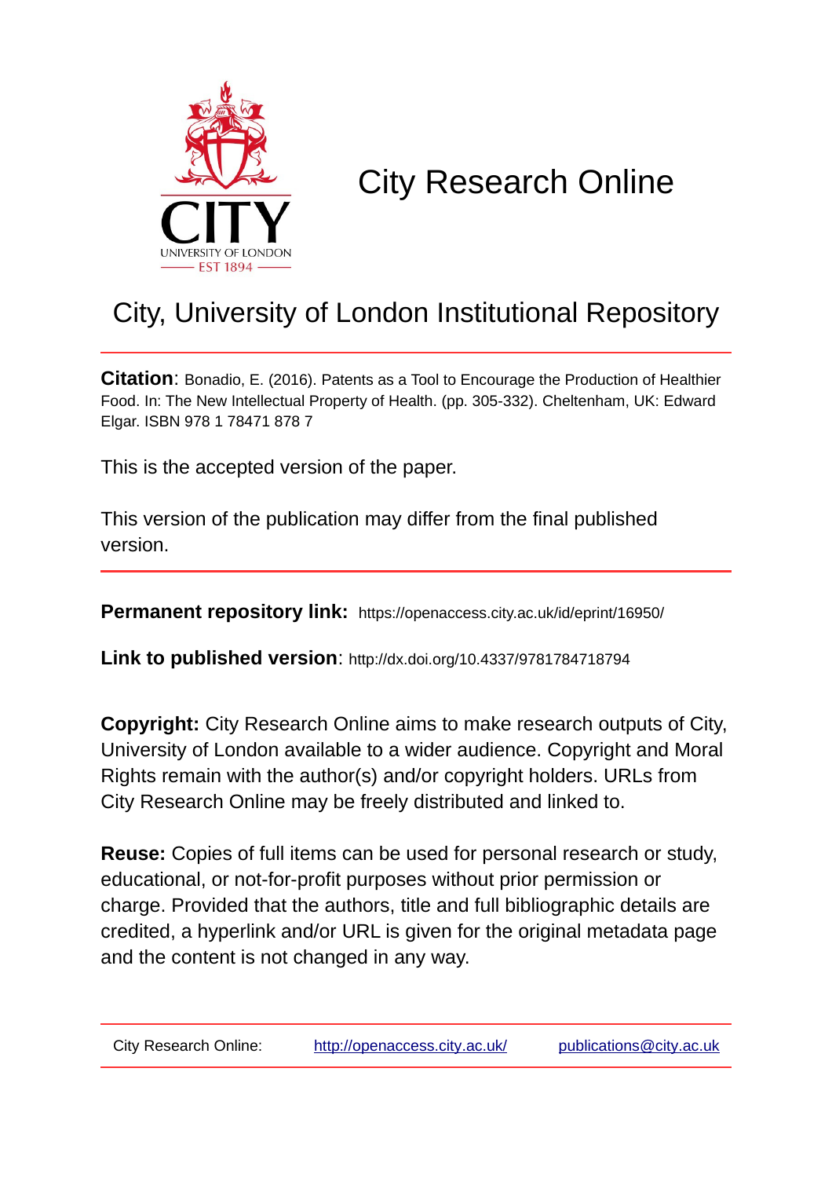# City Research Online

## City, University of London Institutional Repository

**Citation**: Bonadio, E. (2016). Patents as a Tool to Encourage the Production of Healthier Food. In: The New Intellectual Property of Health. (pp. 305-332). Cheltenham, UK: Edward Elgar. ISBN 978 1 78471 878 7

This is the accepted version of the paper.

This version of the publication may differ from the final published version.

---

**Permanent repository link:** https://openaccess.city.ac.uk/id/eprint/16950/

**Link to published version**: http://dx.doi.org/10.4337/9781784718794

**Copyright:** City Research Online aims to make research outputs of City, University of London available to a wider audience. Copyright and Moral Rights remain with the author(s) and/or copyright holders. URLs from City Research Online may be freely distributed and linked to.

**Reuse:** Copies of full items can be used for personal research or study, educational, or not-for-profit purposes without prior permission or charge. Provided that the authors, title and full bibliographic details are credited, a hyperlink and/or URL is given for the original metadata page and the content is not changed in any way.

---

City Research Online: http://openaccess.city.ac.uk/ publications@city.ac.uk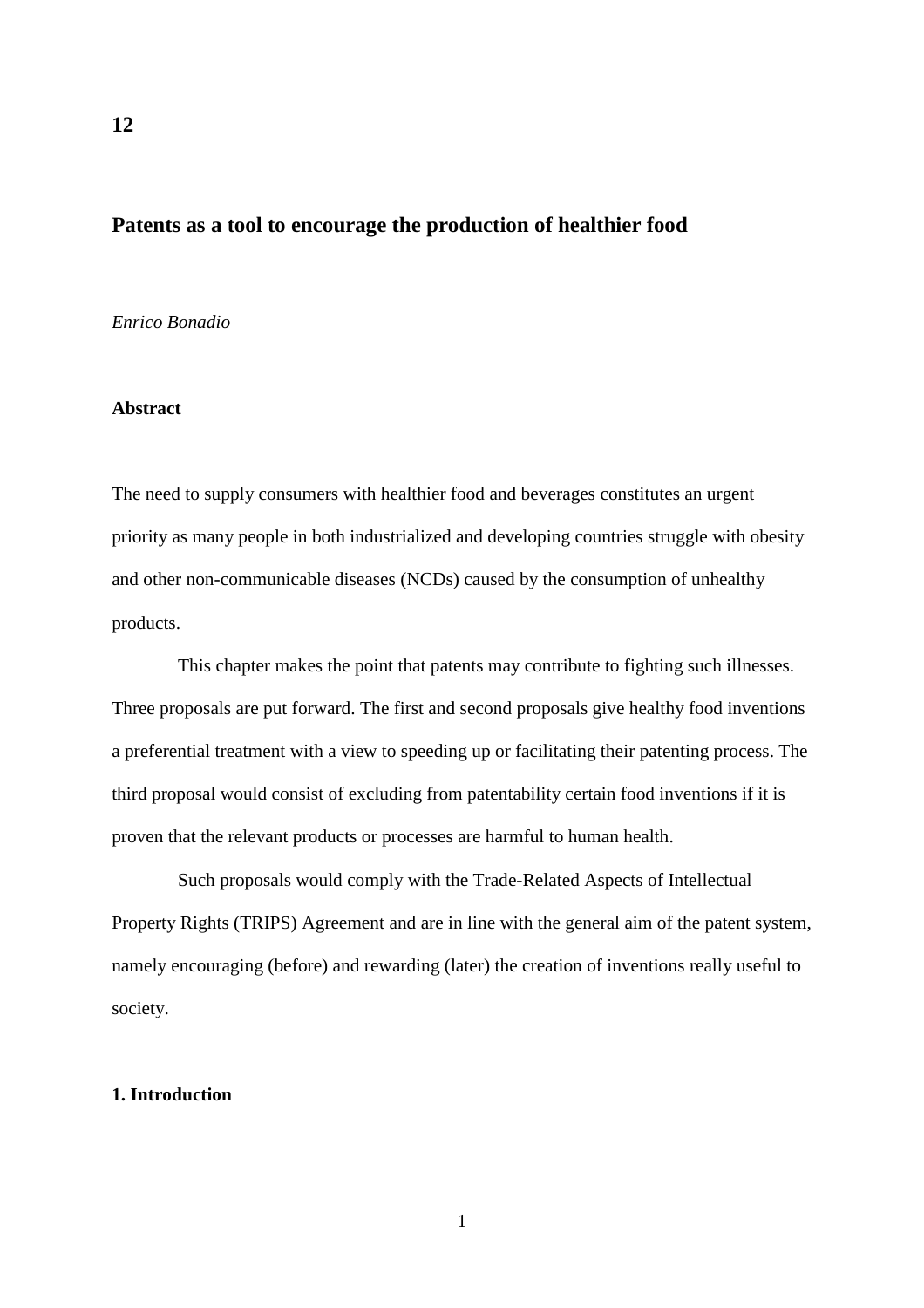**12**

# Patents as a tool to encourage the production of healthier food

*Enrico Bonadio*

**Abstract**

The need to supply consumers with healthier food and beverages constitutes an urgent priority as many people in both industrialized and developing countries struggle with obesity and other non-communicable diseases (NCDs) caused by the consumption of unhealthy products.

This chapter makes the point that patents may contribute to fighting such illnesses. Three proposals are put forward. The first and second proposals give healthy food inventions a preferential treatment with a view to speeding up or facilitating their patenting process. The third proposal would consist of excluding from patentability certain food inventions if it is proven that the relevant products or processes are harmful to human health.

Such proposals would comply with the Trade-Related Aspects of Intellectual Property Rights (TRIPS) Agreement and are in line with the general aim of the patent system, namely encouraging (before) and rewarding (later) the creation of inventions really useful to society.

## 1. Introduction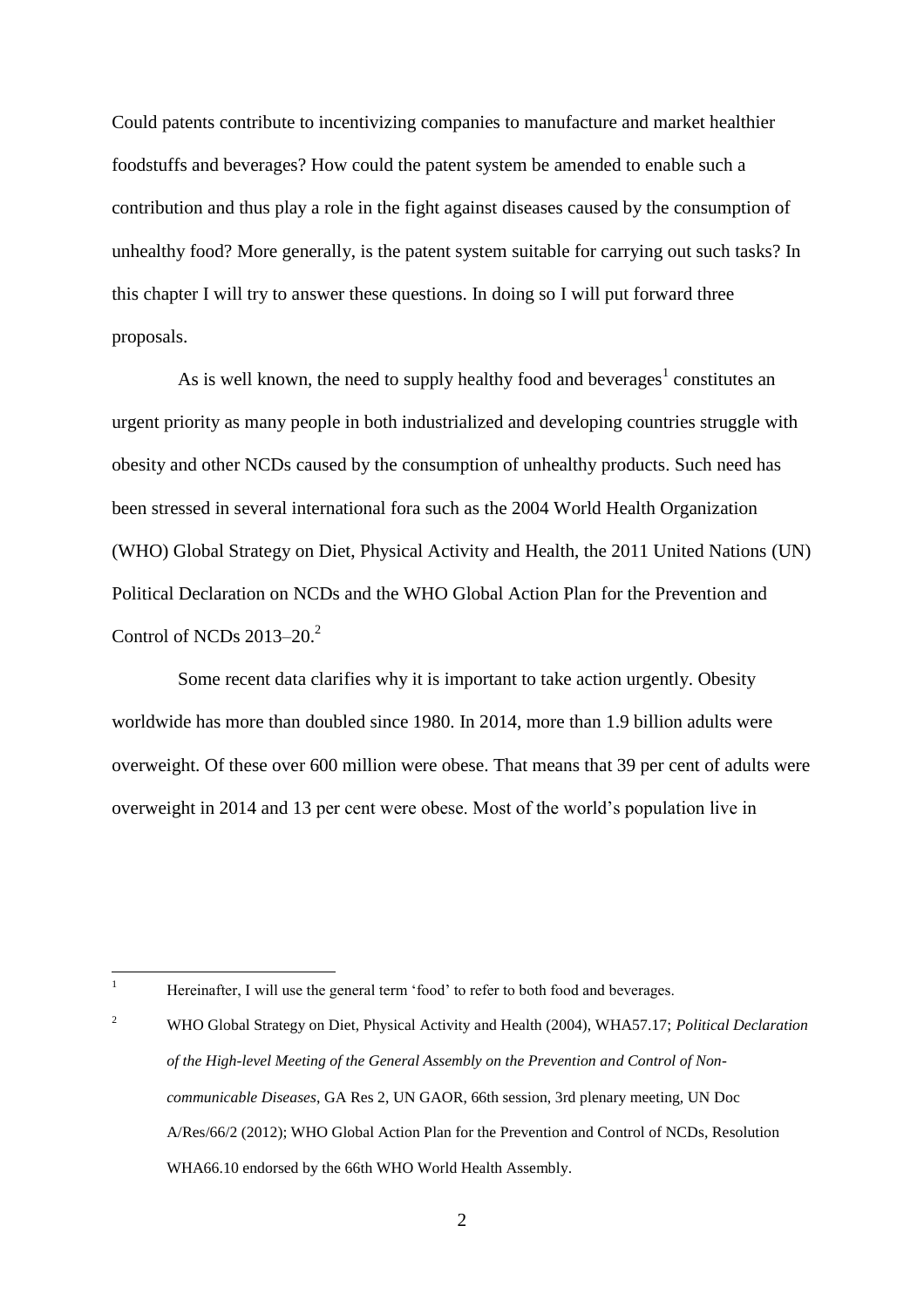Could patents contribute to incentivizing companies to manufacture and market healthier foodstuffs and beverages? How could the patent system be amended to enable such a contribution and thus play a role in the fight against diseases caused by the consumption of unhealthy food? More generally, is the patent system suitable for carrying out such tasks? In this chapter I will try to answer these questions. In doing so I will put forward three proposals.

As is well known, the need to supply healthy food and beverages[1] constitutes an urgent priority as many people in both industrialized and developing countries struggle with obesity and other NCDs caused by the consumption of unhealthy products. Such need has been stressed in several international fora such as the 2004 World Health Organization (WHO) Global Strategy on Diet, Physical Activity and Health, the 2011 United Nations (UN) Political Declaration on NCDs and the WHO Global Action Plan for the Prevention and Control of NCDs 2013–20.[2]

Some recent data clarifies why it is important to take action urgently. Obesity worldwide has more than doubled since 1980. In 2014, more than 1.9 billion adults were overweight. Of these over 600 million were obese. That means that 39 per cent of adults were overweight in 2014 and 13 per cent were obese. Most of the world's population live in

---

[1] Hereinafter, I will use the general term 'food' to refer to both food and beverages.

[2] WHO Global Strategy on Diet, Physical Activity and Health (2004), WHA57.17; *Political Declaration of the High-level Meeting of the General Assembly on the Prevention and Control of Non-communicable Diseases*, GA Res 2, UN GAOR, 66th session, 3rd plenary meeting, UN Doc A/Res/66/2 (2012); WHO Global Action Plan for the Prevention and Control of NCDs, Resolution WHA66.10 endorsed by the 66th WHO World Health Assembly.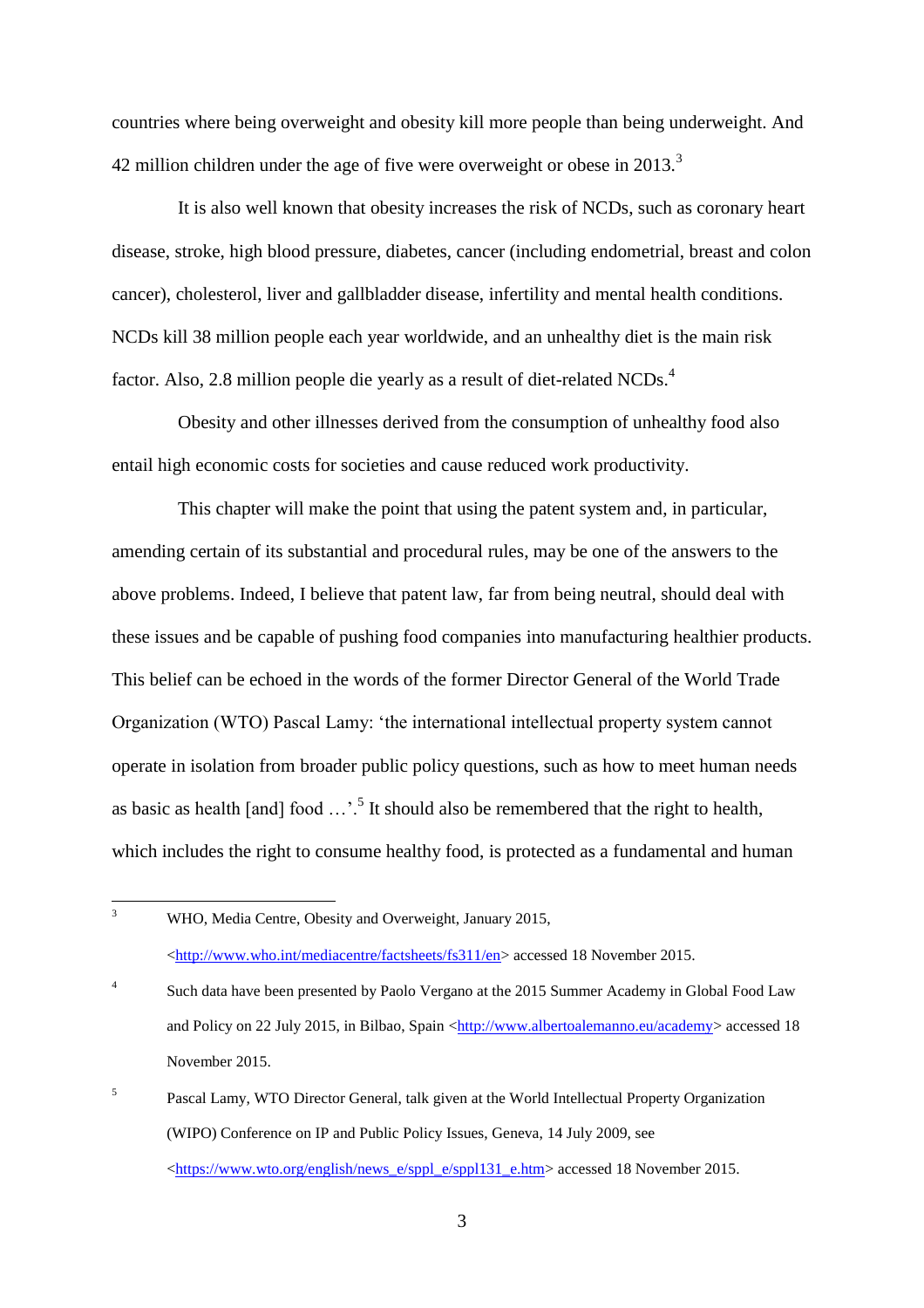countries where being overweight and obesity kill more people than being underweight. And 42 million children under the age of five were overweight or obese in 2013.[3]

It is also well known that obesity increases the risk of NCDs, such as coronary heart disease, stroke, high blood pressure, diabetes, cancer (including endometrial, breast and colon cancer), cholesterol, liver and gallbladder disease, infertility and mental health conditions. NCDs kill 38 million people each year worldwide, and an unhealthy diet is the main risk factor. Also, 2.8 million people die yearly as a result of diet-related NCDs.[4]

Obesity and other illnesses derived from the consumption of unhealthy food also entail high economic costs for societies and cause reduced work productivity.

This chapter will make the point that using the patent system and, in particular, amending certain of its substantial and procedural rules, may be one of the answers to the above problems. Indeed, I believe that patent law, far from being neutral, should deal with these issues and be capable of pushing food companies into manufacturing healthier products. This belief can be echoed in the words of the former Director General of the World Trade Organization (WTO) Pascal Lamy: 'the international intellectual property system cannot operate in isolation from broader public policy questions, such as how to meet human needs as basic as health [and] food …'.[5] It should also be remembered that the right to health, which includes the right to consume healthy food, is protected as a fundamental and human

---

[3] WHO, Media Centre, Obesity and Overweight, January 2015, <http://www.who.int/mediacentre/factsheets/fs311/en> accessed 18 November 2015.

[4] Such data have been presented by Paolo Vergano at the 2015 Summer Academy in Global Food Law and Policy on 22 July 2015, in Bilbao, Spain <http://www.albertoalemanno.eu/academy> accessed 18 November 2015.

[5] Pascal Lamy, WTO Director General, talk given at the World Intellectual Property Organization (WIPO) Conference on IP and Public Policy Issues, Geneva, 14 July 2009, see <https://www.wto.org/english/news_e/sppl_e/sppl131_e.htm> accessed 18 November 2015.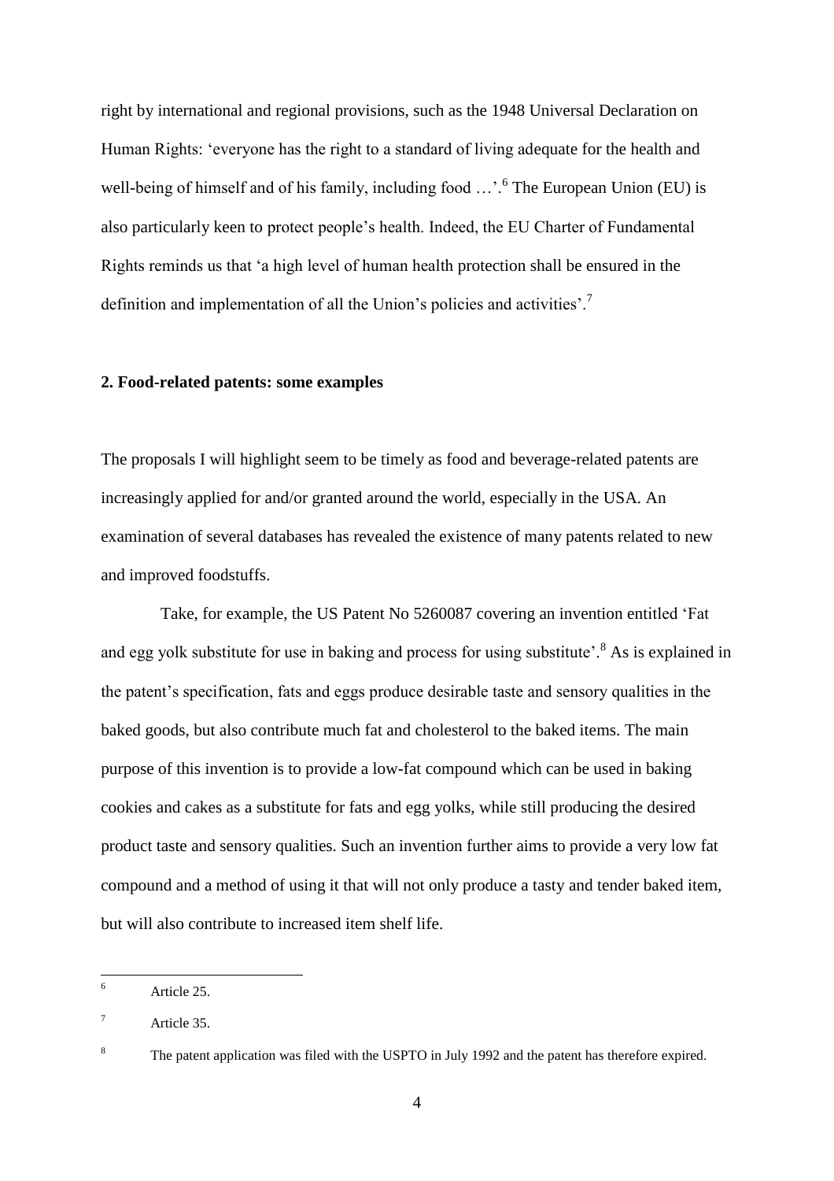right by international and regional provisions, such as the 1948 Universal Declaration on Human Rights: 'everyone has the right to a standard of living adequate for the health and well-being of himself and of his family, including food …'.[6] The European Union (EU) is also particularly keen to protect people's health. Indeed, the EU Charter of Fundamental Rights reminds us that 'a high level of human health protection shall be ensured in the definition and implementation of all the Union's policies and activities'.[7]

## 2. Food-related patents: some examples

The proposals I will highlight seem to be timely as food and beverage-related patents are increasingly applied for and/or granted around the world, especially in the USA. An examination of several databases has revealed the existence of many patents related to new and improved foodstuffs.

Take, for example, the US Patent No 5260087 covering an invention entitled 'Fat and egg yolk substitute for use in baking and process for using substitute'.[8] As is explained in the patent's specification, fats and eggs produce desirable taste and sensory qualities in the baked goods, but also contribute much fat and cholesterol to the baked items. The main purpose of this invention is to provide a low-fat compound which can be used in baking cookies and cakes as a substitute for fats and egg yolks, while still producing the desired product taste and sensory qualities. Such an invention further aims to provide a very low fat compound and a method of using it that will not only produce a tasty and tender baked item, but will also contribute to increased item shelf life.

---

[6] Article 25.

[7] Article 35.

[8] The patent application was filed with the USPTO in July 1992 and the patent has therefore expired.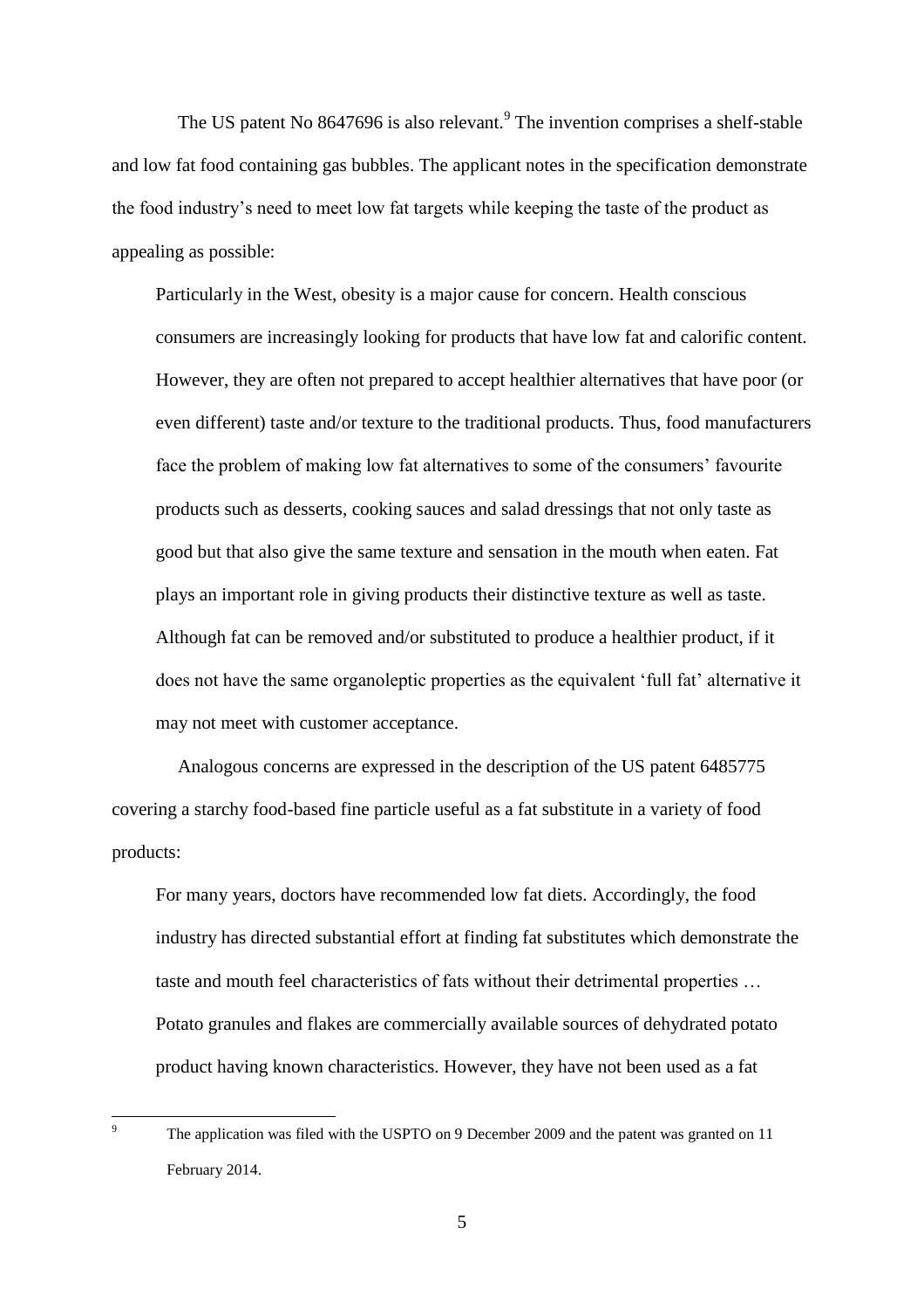The US patent No 8647696 is also relevant.[9] The invention comprises a shelf-stable and low fat food containing gas bubbles. The applicant notes in the specification demonstrate the food industry's need to meet low fat targets while keeping the taste of the product as appealing as possible:

> Particularly in the West, obesity is a major cause for concern. Health conscious consumers are increasingly looking for products that have low fat and calorific content. However, they are often not prepared to accept healthier alternatives that have poor (or even different) taste and/or texture to the traditional products. Thus, food manufacturers face the problem of making low fat alternatives to some of the consumers' favourite products such as desserts, cooking sauces and salad dressings that not only taste as good but that also give the same texture and sensation in the mouth when eaten. Fat plays an important role in giving products their distinctive texture as well as taste. Although fat can be removed and/or substituted to produce a healthier product, if it does not have the same organoleptic properties as the equivalent 'full fat' alternative it may not meet with customer acceptance.

Analogous concerns are expressed in the description of the US patent 6485775 covering a starchy food-based fine particle useful as a fat substitute in a variety of food products:

> For many years, doctors have recommended low fat diets. Accordingly, the food industry has directed substantial effort at finding fat substitutes which demonstrate the taste and mouth feel characteristics of fats without their detrimental properties … Potato granules and flakes are commercially available sources of dehydrated potato product having known characteristics. However, they have not been used as a fat

[9] The application was filed with the USPTO on 9 December 2009 and the patent was granted on 11 February 2014.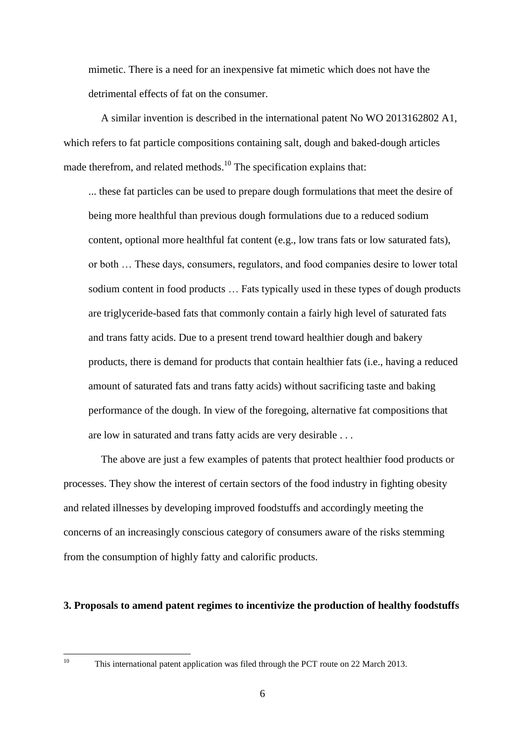mimetic. There is a need for an inexpensive fat mimetic which does not have the detrimental effects of fat on the consumer.

A similar invention is described in the international patent No WO 2013162802 A1, which refers to fat particle compositions containing salt, dough and baked-dough articles made therefrom, and related methods.[10] The specification explains that:

> ... these fat particles can be used to prepare dough formulations that meet the desire of being more healthful than previous dough formulations due to a reduced sodium content, optional more healthful fat content (e.g., low trans fats or low saturated fats), or both … These days, consumers, regulators, and food companies desire to lower total sodium content in food products … Fats typically used in these types of dough products are triglyceride-based fats that commonly contain a fairly high level of saturated fats and trans fatty acids. Due to a present trend toward healthier dough and bakery products, there is demand for products that contain healthier fats (i.e., having a reduced amount of saturated fats and trans fatty acids) without sacrificing taste and baking performance of the dough. In view of the foregoing, alternative fat compositions that are low in saturated and trans fatty acids are very desirable . . .

The above are just a few examples of patents that protect healthier food products or processes. They show the interest of certain sectors of the food industry in fighting obesity and related illnesses by developing improved foodstuffs and accordingly meeting the concerns of an increasingly conscious category of consumers aware of the risks stemming from the consumption of highly fatty and calorific products.

## 3. Proposals to amend patent regimes to incentivize the production of healthy foodstuffs

[10] This international patent application was filed through the PCT route on 22 March 2013.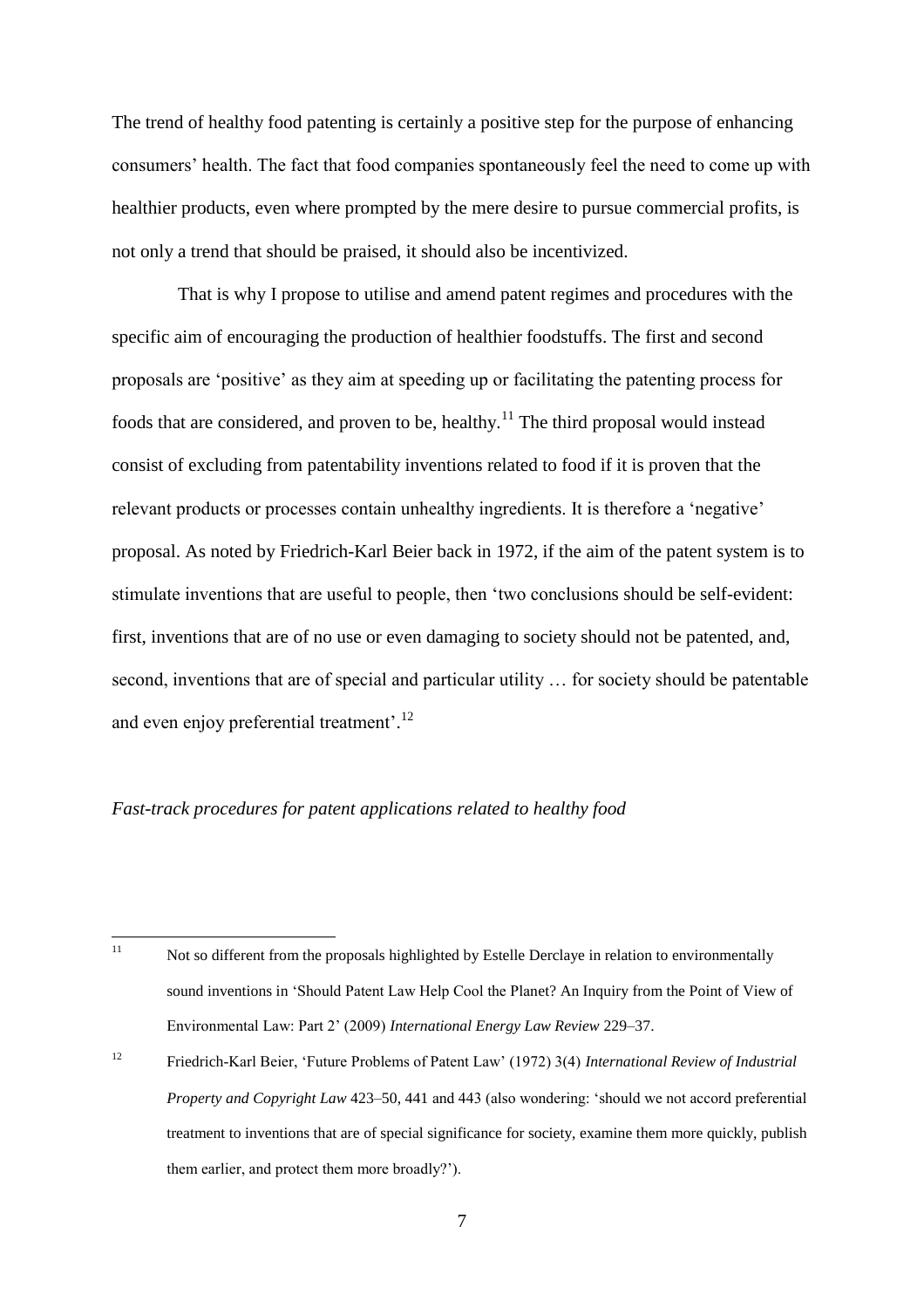The trend of healthy food patenting is certainly a positive step for the purpose of enhancing consumers' health. The fact that food companies spontaneously feel the need to come up with healthier products, even where prompted by the mere desire to pursue commercial profits, is not only a trend that should be praised, it should also be incentivized.

That is why I propose to utilise and amend patent regimes and procedures with the specific aim of encouraging the production of healthier foodstuffs. The first and second proposals are 'positive' as they aim at speeding up or facilitating the patenting process for foods that are considered, and proven to be, healthy.[11] The third proposal would instead consist of excluding from patentability inventions related to food if it is proven that the relevant products or processes contain unhealthy ingredients. It is therefore a 'negative' proposal. As noted by Friedrich-Karl Beier back in 1972, if the aim of the patent system is to stimulate inventions that are useful to people, then 'two conclusions should be self-evident: first, inventions that are of no use or even damaging to society should not be patented, and, second, inventions that are of special and particular utility … for society should be patentable and even enjoy preferential treatment'.[12]

*Fast-track procedures for patent applications related to healthy food*

---

[11] Not so different from the proposals highlighted by Estelle Derclaye in relation to environmentally sound inventions in 'Should Patent Law Help Cool the Planet? An Inquiry from the Point of View of Environmental Law: Part 2' (2009) *International Energy Law Review* 229–37.

[12] Friedrich-Karl Beier, 'Future Problems of Patent Law' (1972) 3(4) *International Review of Industrial Property and Copyright Law* 423–50, 441 and 443 (also wondering: 'should we not accord preferential treatment to inventions that are of special significance for society, examine them more quickly, publish them earlier, and protect them more broadly?').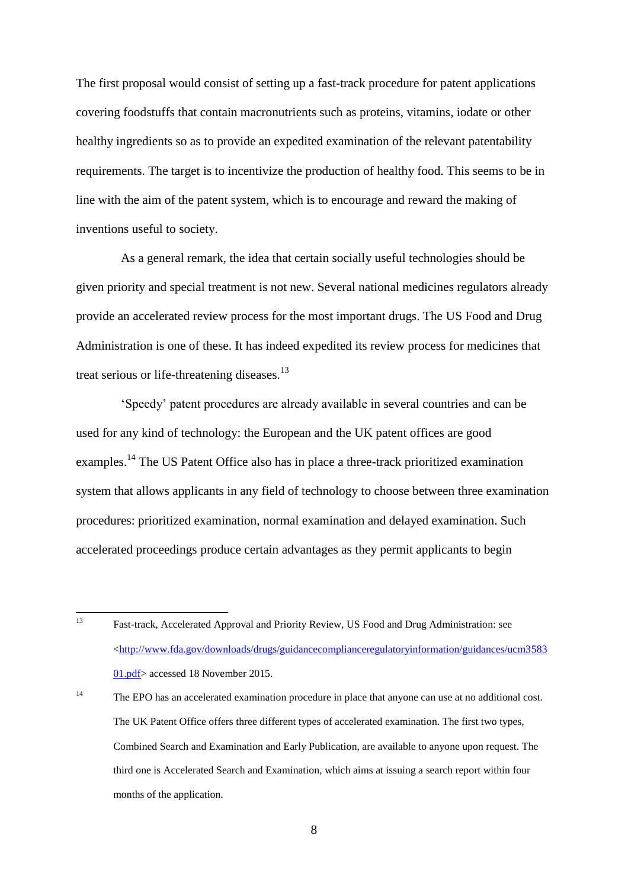The first proposal would consist of setting up a fast-track procedure for patent applications covering foodstuffs that contain macronutrients such as proteins, vitamins, iodate or other healthy ingredients so as to provide an expedited examination of the relevant patentability requirements. The target is to incentivize the production of healthy food. This seems to be in line with the aim of the patent system, which is to encourage and reward the making of inventions useful to society.

As a general remark, the idea that certain socially useful technologies should be given priority and special treatment is not new. Several national medicines regulators already provide an accelerated review process for the most important drugs. The US Food and Drug Administration is one of these. It has indeed expedited its review process for medicines that treat serious or life-threatening diseases.[13]

'Speedy' patent procedures are already available in several countries and can be used for any kind of technology: the European and the UK patent offices are good examples.[14] The US Patent Office also has in place a three-track prioritized examination system that allows applicants in any field of technology to choose between three examination procedures: prioritized examination, normal examination and delayed examination. Such accelerated proceedings produce certain advantages as they permit applicants to begin

---

[13] Fast-track, Accelerated Approval and Priority Review, US Food and Drug Administration: see <http://www.fda.gov/downloads/drugs/guidancecomplianceregulatoryinformation/guidances/ucm358301.pdf> accessed 18 November 2015.

[14] The EPO has an accelerated examination procedure in place that anyone can use at no additional cost. The UK Patent Office offers three different types of accelerated examination. The first two types, Combined Search and Examination and Early Publication, are available to anyone upon request. The third one is Accelerated Search and Examination, which aims at issuing a search report within four months of the application.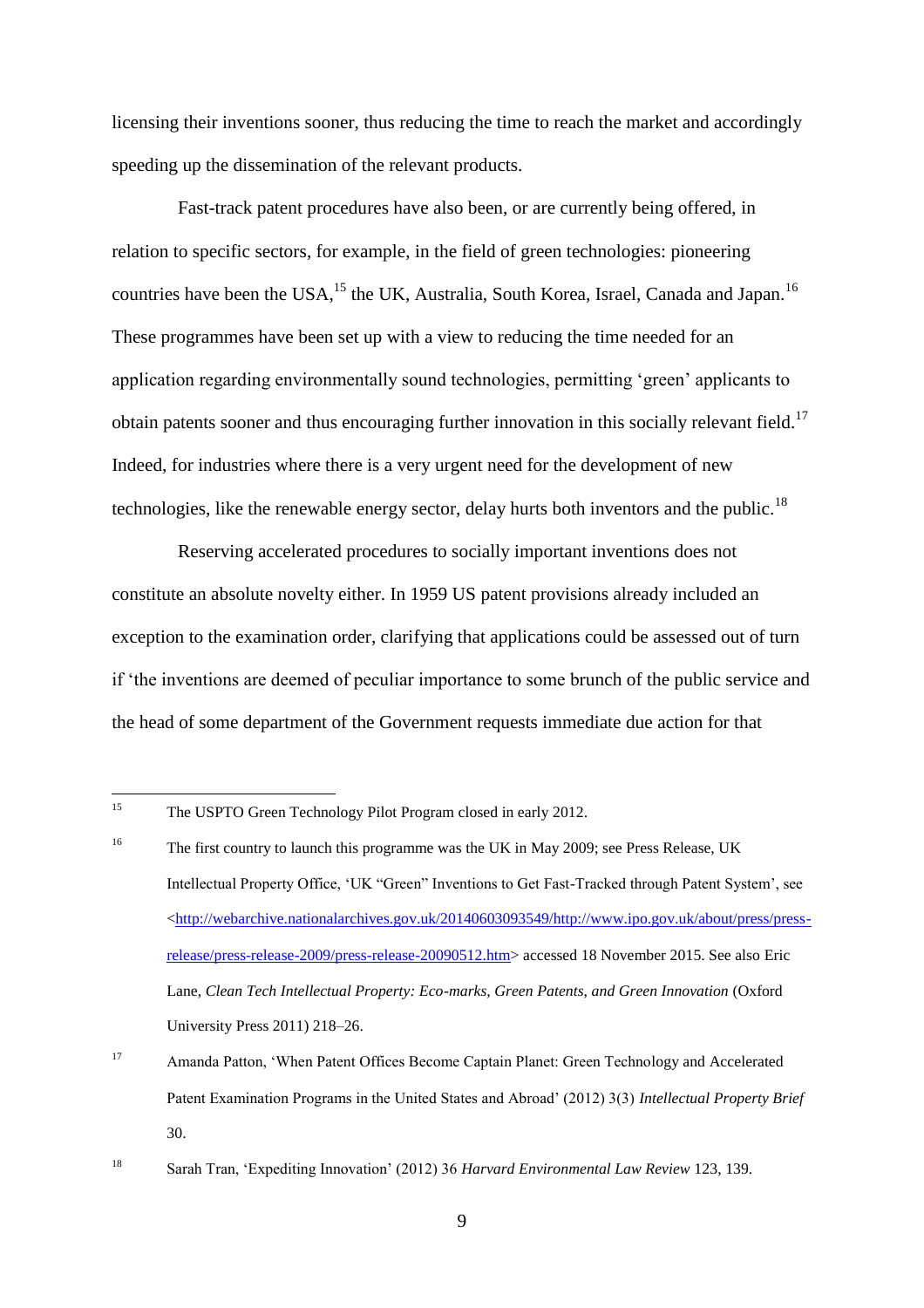licensing their inventions sooner, thus reducing the time to reach the market and accordingly speeding up the dissemination of the relevant products.

Fast-track patent procedures have also been, or are currently being offered, in relation to specific sectors, for example, in the field of green technologies: pioneering countries have been the USA,[15] the UK, Australia, South Korea, Israel, Canada and Japan.[16] These programmes have been set up with a view to reducing the time needed for an application regarding environmentally sound technologies, permitting 'green' applicants to obtain patents sooner and thus encouraging further innovation in this socially relevant field.[17] Indeed, for industries where there is a very urgent need for the development of new technologies, like the renewable energy sector, delay hurts both inventors and the public.[18]

Reserving accelerated procedures to socially important inventions does not constitute an absolute novelty either. In 1959 US patent provisions already included an exception to the examination order, clarifying that applications could be assessed out of turn if 'the inventions are deemed of peculiar importance to some brunch of the public service and the head of some department of the Government requests immediate due action for that

---

[15] The USPTO Green Technology Pilot Program closed in early 2012.

[16] The first country to launch this programme was the UK in May 2009; see Press Release, UK Intellectual Property Office, 'UK "Green" Inventions to Get Fast-Tracked through Patent System', see <http://webarchive.nationalarchives.gov.uk/20140603093549/http://www.ipo.gov.uk/about/press/press-release/press-release-2009/press-release-20090512.htm> accessed 18 November 2015. See also Eric Lane, *Clean Tech Intellectual Property: Eco-marks, Green Patents, and Green Innovation* (Oxford University Press 2011) 218–26.

[17] Amanda Patton, 'When Patent Offices Become Captain Planet: Green Technology and Accelerated Patent Examination Programs in the United States and Abroad' (2012) 3(3) *Intellectual Property Brief* 30.

[18] Sarah Tran, 'Expediting Innovation' (2012) 36 *Harvard Environmental Law Review* 123, 139.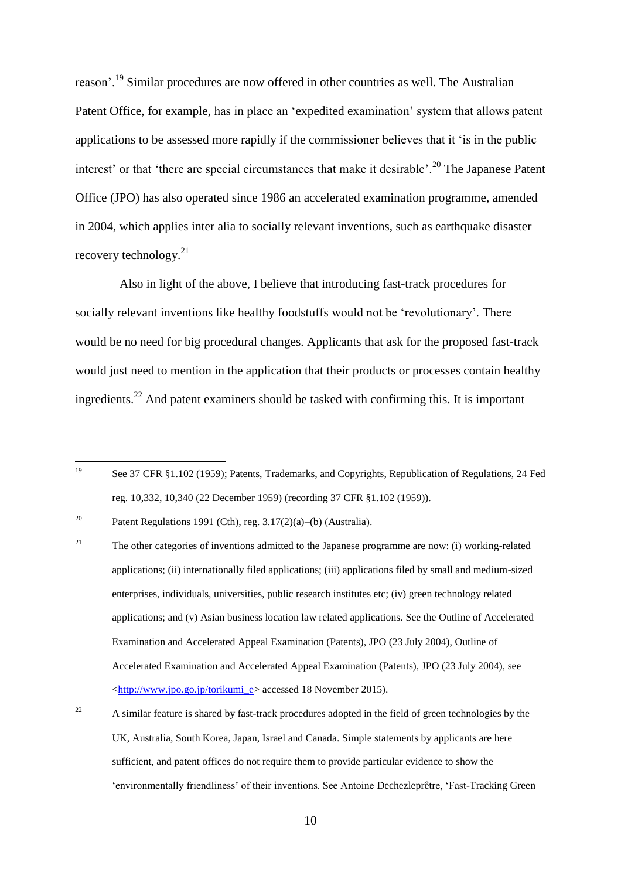reason'.[19] Similar procedures are now offered in other countries as well. The Australian Patent Office, for example, has in place an 'expedited examination' system that allows patent applications to be assessed more rapidly if the commissioner believes that it 'is in the public interest' or that 'there are special circumstances that make it desirable'.[20] The Japanese Patent Office (JPO) has also operated since 1986 an accelerated examination programme, amended in 2004, which applies inter alia to socially relevant inventions, such as earthquake disaster recovery technology.[21]

Also in light of the above, I believe that introducing fast-track procedures for socially relevant inventions like healthy foodstuffs would not be 'revolutionary'. There would be no need for big procedural changes. Applicants that ask for the proposed fast-track would just need to mention in the application that their products or processes contain healthy ingredients.[22] And patent examiners should be tasked with confirming this. It is important

---

[19] See 37 CFR §1.102 (1959); Patents, Trademarks, and Copyrights, Republication of Regulations, 24 Fed reg. 10,332, 10,340 (22 December 1959) (recording 37 CFR §1.102 (1959)).

[20] Patent Regulations 1991 (Cth), reg. 3.17(2)(a)–(b) (Australia).

[21] The other categories of inventions admitted to the Japanese programme are now: (i) working-related applications; (ii) internationally filed applications; (iii) applications filed by small and medium-sized enterprises, individuals, universities, public research institutes etc; (iv) green technology related applications; and (v) Asian business location law related applications. See the Outline of Accelerated Examination and Accelerated Appeal Examination (Patents), JPO (23 July 2004), Outline of Accelerated Examination and Accelerated Appeal Examination (Patents), JPO (23 July 2004), see <http://www.jpo.go.jp/torikumi_e> accessed 18 November 2015).

[22] A similar feature is shared by fast-track procedures adopted in the field of green technologies by the UK, Australia, South Korea, Japan, Israel and Canada. Simple statements by applicants are here sufficient, and patent offices do not require them to provide particular evidence to show the 'environmentally friendliness' of their inventions. See Antoine Dechezleprêtre, 'Fast-Tracking Green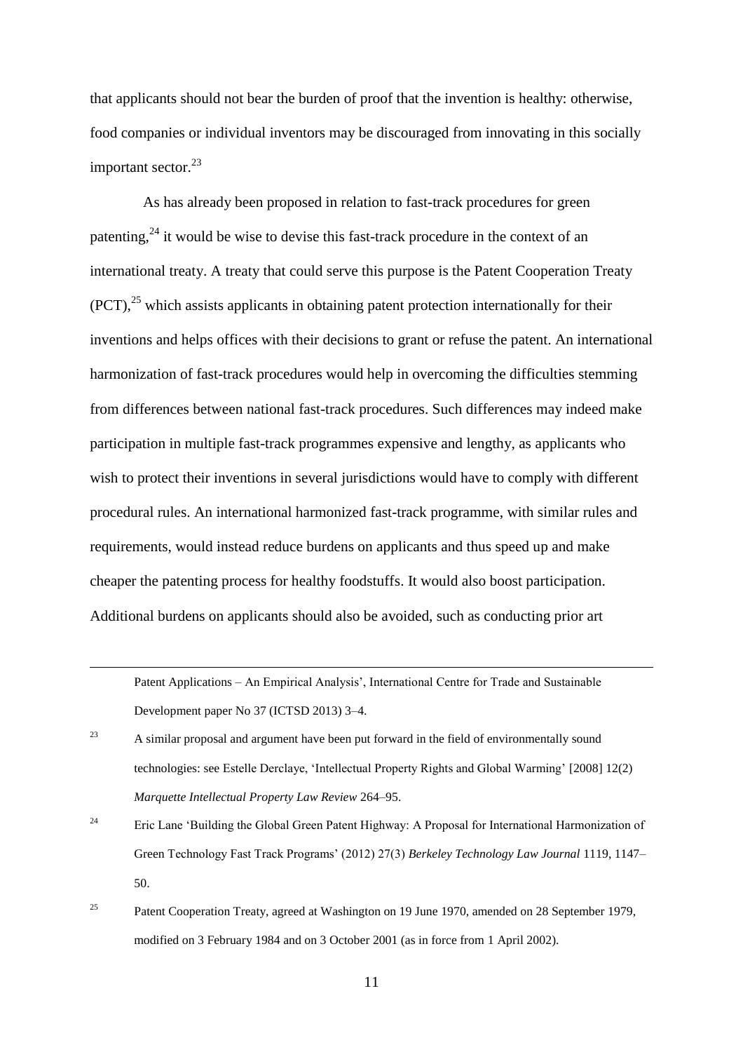that applicants should not bear the burden of proof that the invention is healthy: otherwise, food companies or individual inventors may be discouraged from innovating in this socially important sector.[23]

As has already been proposed in relation to fast-track procedures for green patenting,[24] it would be wise to devise this fast-track procedure in the context of an international treaty. A treaty that could serve this purpose is the Patent Cooperation Treaty (PCT),[25] which assists applicants in obtaining patent protection internationally for their inventions and helps offices with their decisions to grant or refuse the patent. An international harmonization of fast-track procedures would help in overcoming the difficulties stemming from differences between national fast-track procedures. Such differences may indeed make participation in multiple fast-track programmes expensive and lengthy, as applicants who wish to protect their inventions in several jurisdictions would have to comply with different procedural rules. An international harmonized fast-track programme, with similar rules and requirements, would instead reduce burdens on applicants and thus speed up and make cheaper the patenting process for healthy foodstuffs. It would also boost participation. Additional burdens on applicants should also be avoided, such as conducting prior art

---

Patent Applications – An Empirical Analysis', International Centre for Trade and Sustainable Development paper No 37 (ICTSD 2013) 3–4.

[23] A similar proposal and argument have been put forward in the field of environmentally sound technologies: see Estelle Derclaye, 'Intellectual Property Rights and Global Warming' [2008] 12(2) *Marquette Intellectual Property Law Review* 264–95.

[24] Eric Lane 'Building the Global Green Patent Highway: A Proposal for International Harmonization of Green Technology Fast Track Programs' (2012) 27(3) *Berkeley Technology Law Journal* 1119, 1147–50.

[25] Patent Cooperation Treaty, agreed at Washington on 19 June 1970, amended on 28 September 1979, modified on 3 February 1984 and on 3 October 2001 (as in force from 1 April 2002).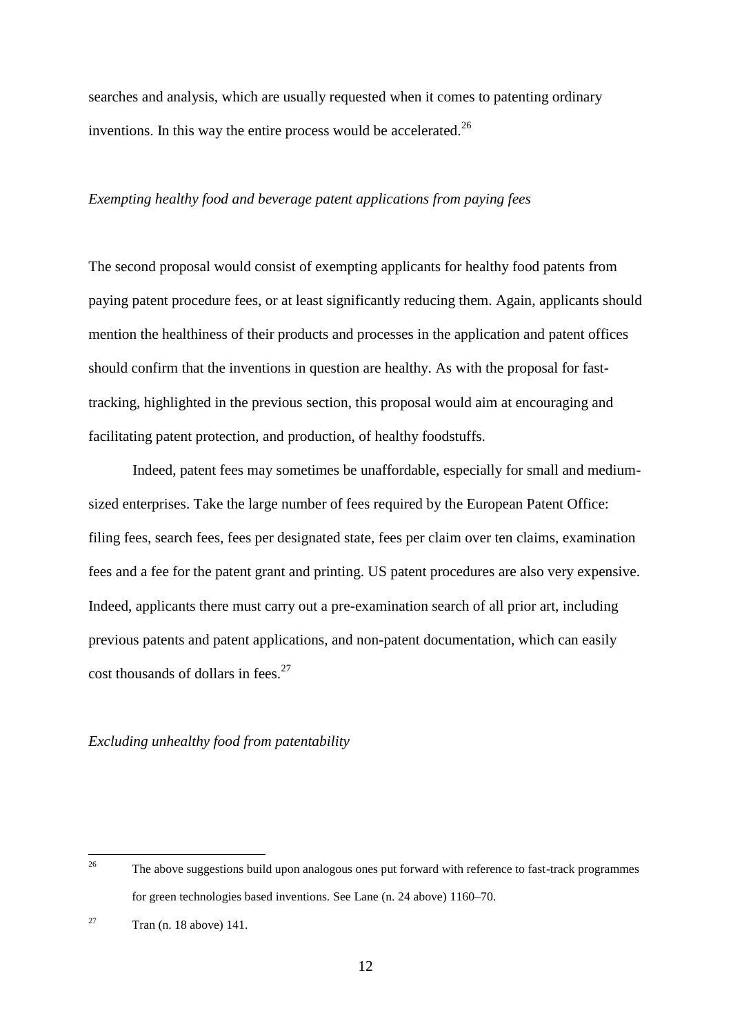searches and analysis, which are usually requested when it comes to patenting ordinary inventions. In this way the entire process would be accelerated.[26]

*Exempting healthy food and beverage patent applications from paying fees*

The second proposal would consist of exempting applicants for healthy food patents from paying patent procedure fees, or at least significantly reducing them. Again, applicants should mention the healthiness of their products and processes in the application and patent offices should confirm that the inventions in question are healthy. As with the proposal for fast-tracking, highlighted in the previous section, this proposal would aim at encouraging and facilitating patent protection, and production, of healthy foodstuffs.

Indeed, patent fees may sometimes be unaffordable, especially for small and medium-sized enterprises. Take the large number of fees required by the European Patent Office: filing fees, search fees, fees per designated state, fees per claim over ten claims, examination fees and a fee for the patent grant and printing. US patent procedures are also very expensive. Indeed, applicants there must carry out a pre-examination search of all prior art, including previous patents and patent applications, and non-patent documentation, which can easily cost thousands of dollars in fees.[27]

*Excluding unhealthy food from patentability*

---

[26] The above suggestions build upon analogous ones put forward with reference to fast-track programmes for green technologies based inventions. See Lane (n. 24 above) 1160–70.

[27] Tran (n. 18 above) 141.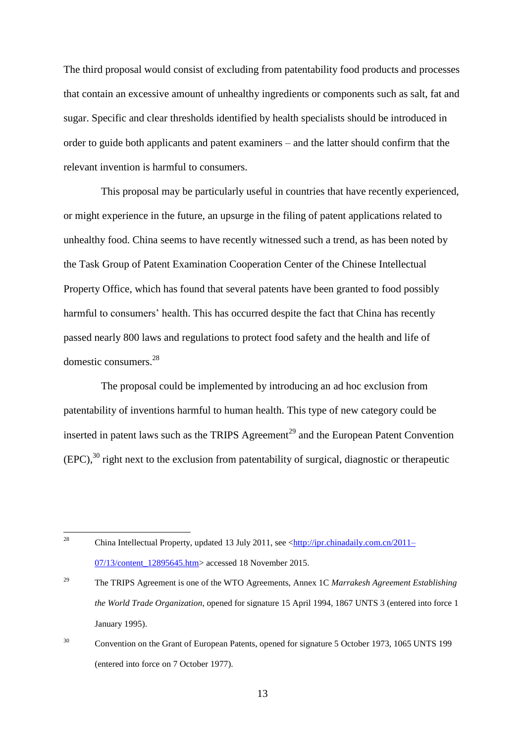The third proposal would consist of excluding from patentability food products and processes that contain an excessive amount of unhealthy ingredients or components such as salt, fat and sugar. Specific and clear thresholds identified by health specialists should be introduced in order to guide both applicants and patent examiners – and the latter should confirm that the relevant invention is harmful to consumers.

This proposal may be particularly useful in countries that have recently experienced, or might experience in the future, an upsurge in the filing of patent applications related to unhealthy food. China seems to have recently witnessed such a trend, as has been noted by the Task Group of Patent Examination Cooperation Center of the Chinese Intellectual Property Office, which has found that several patents have been granted to food possibly harmful to consumers' health. This has occurred despite the fact that China has recently passed nearly 800 laws and regulations to protect food safety and the health and life of domestic consumers.[28]

The proposal could be implemented by introducing an ad hoc exclusion from patentability of inventions harmful to human health. This type of new category could be inserted in patent laws such as the TRIPS Agreement[29] and the European Patent Convention (EPC),[30] right next to the exclusion from patentability of surgical, diagnostic or therapeutic

---

[28] China Intellectual Property, updated 13 July 2011, see <http://ipr.chinadaily.com.cn/2011–07/13/content_12895645.htm> accessed 18 November 2015.

[29] The TRIPS Agreement is one of the WTO Agreements, Annex 1C *Marrakesh Agreement Establishing the World Trade Organization*, opened for signature 15 April 1994, 1867 UNTS 3 (entered into force 1 January 1995).

[30] Convention on the Grant of European Patents, opened for signature 5 October 1973, 1065 UNTS 199 (entered into force on 7 October 1977).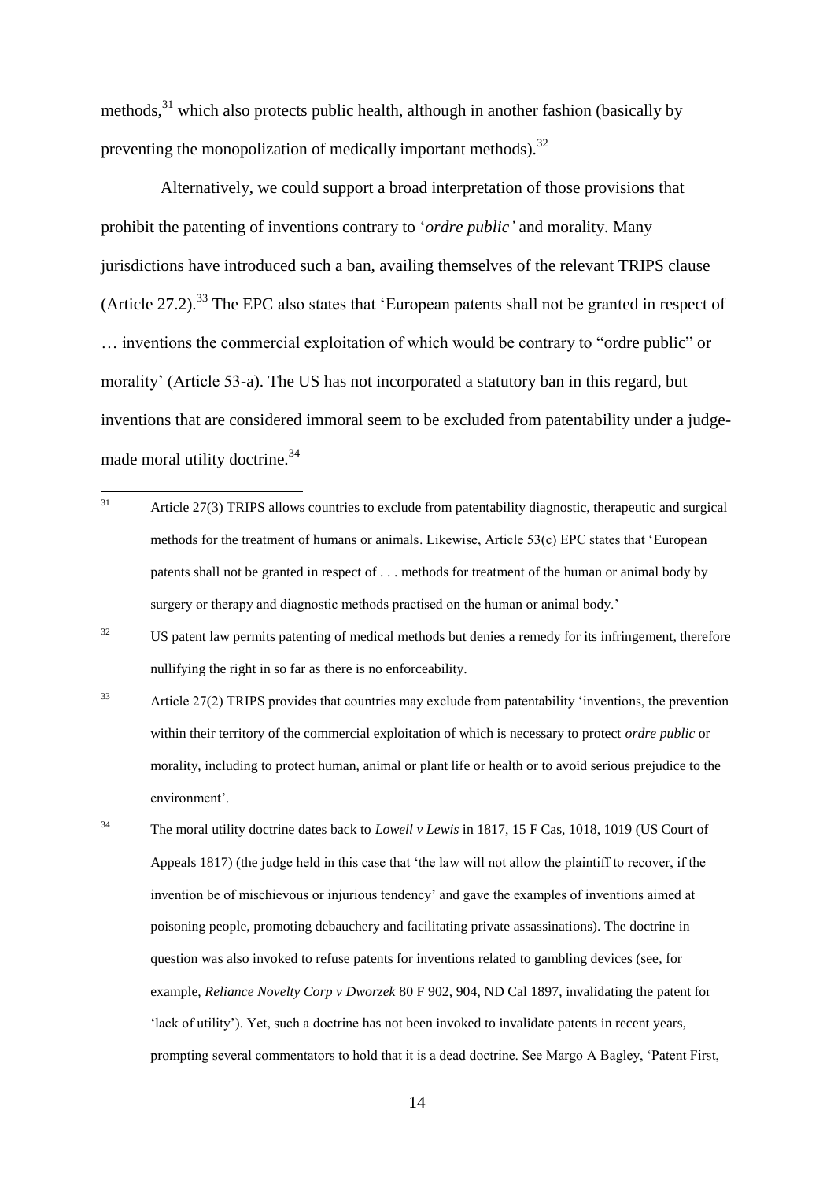methods,[31] which also protects public health, although in another fashion (basically by preventing the monopolization of medically important methods).[32]

Alternatively, we could support a broad interpretation of those provisions that prohibit the patenting of inventions contrary to '*ordre public'* and morality. Many jurisdictions have introduced such a ban, availing themselves of the relevant TRIPS clause (Article 27.2).[33] The EPC also states that 'European patents shall not be granted in respect of … inventions the commercial exploitation of which would be contrary to "ordre public" or morality' (Article 53-a). The US has not incorporated a statutory ban in this regard, but inventions that are considered immoral seem to be excluded from patentability under a judge-made moral utility doctrine.[34]

---

[31] Article 27(3) TRIPS allows countries to exclude from patentability diagnostic, therapeutic and surgical methods for the treatment of humans or animals. Likewise, Article 53(c) EPC states that 'European patents shall not be granted in respect of . . . methods for treatment of the human or animal body by surgery or therapy and diagnostic methods practised on the human or animal body.'

[32] US patent law permits patenting of medical methods but denies a remedy for its infringement, therefore nullifying the right in so far as there is no enforceability.

[33] Article 27(2) TRIPS provides that countries may exclude from patentability 'inventions, the prevention within their territory of the commercial exploitation of which is necessary to protect *ordre public* or morality, including to protect human, animal or plant life or health or to avoid serious prejudice to the environment'.

[34] The moral utility doctrine dates back to *Lowell v Lewis* in 1817, 15 F Cas, 1018, 1019 (US Court of Appeals 1817) (the judge held in this case that 'the law will not allow the plaintiff to recover, if the invention be of mischievous or injurious tendency' and gave the examples of inventions aimed at poisoning people, promoting debauchery and facilitating private assassinations). The doctrine in question was also invoked to refuse patents for inventions related to gambling devices (see, for example, *Reliance Novelty Corp v Dworzek* 80 F 902, 904, ND Cal 1897, invalidating the patent for 'lack of utility'). Yet, such a doctrine has not been invoked to invalidate patents in recent years, prompting several commentators to hold that it is a dead doctrine. See Margo A Bagley, 'Patent First,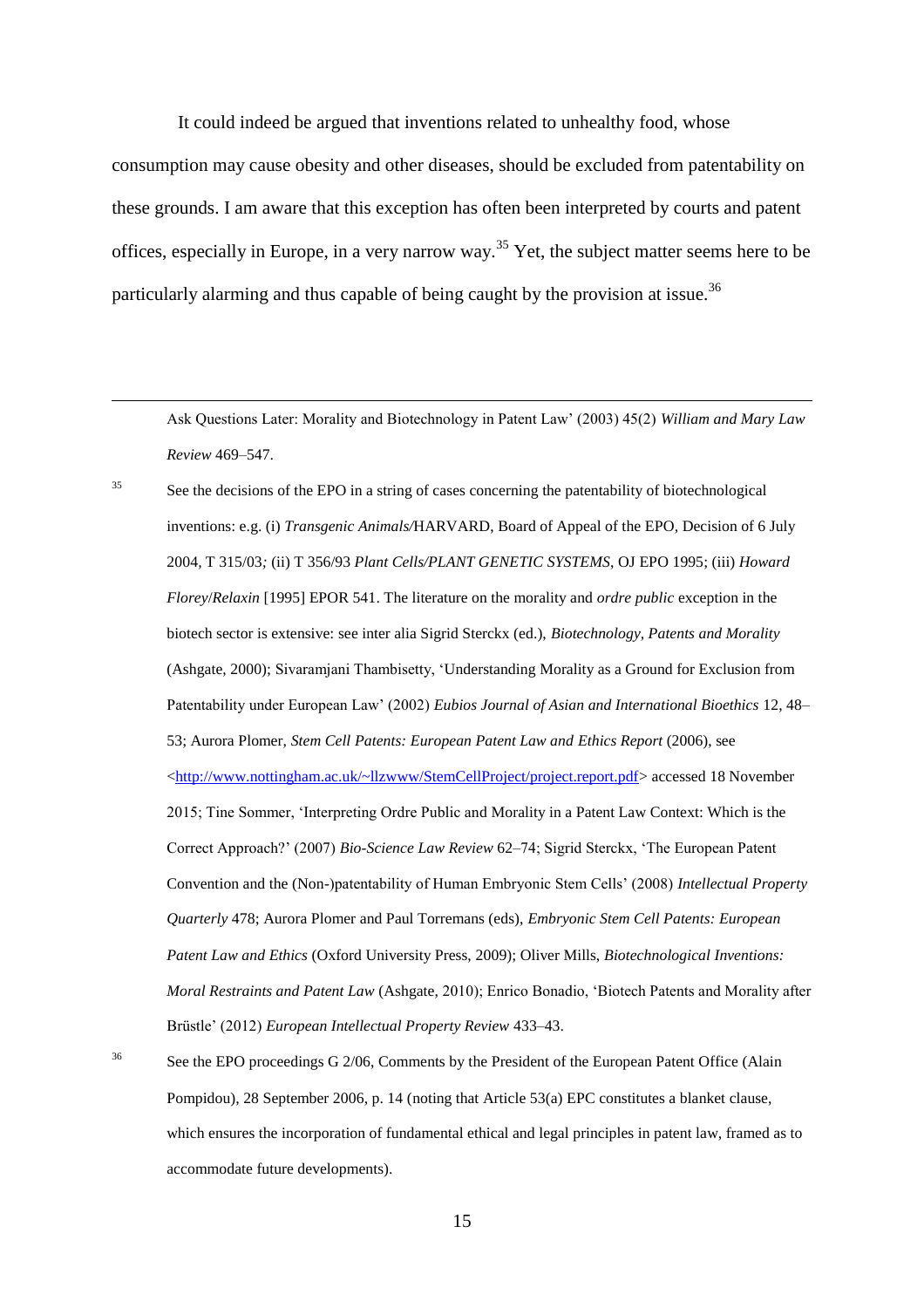It could indeed be argued that inventions related to unhealthy food, whose consumption may cause obesity and other diseases, should be excluded from patentability on these grounds. I am aware that this exception has often been interpreted by courts and patent offices, especially in Europe, in a very narrow way.[35] Yet, the subject matter seems here to be particularly alarming and thus capable of being caught by the provision at issue.[36]

---

Ask Questions Later: Morality and Biotechnology in Patent Law' (2003) 45(2) *William and Mary Law Review* 469–547.

[35] See the decisions of the EPO in a string of cases concerning the patentability of biotechnological inventions: e.g. (i) *Transgenic Animals/*HARVARD, Board of Appeal of the EPO, Decision of 6 July 2004, T 315/03*;* (ii) T 356/93 *Plant Cells/PLANT GENETIC SYSTEMS*, OJ EPO 1995; (iii) *Howard Florey*/*Relaxin* [1995] EPOR 541. The literature on the morality and *ordre public* exception in the biotech sector is extensive: see inter alia Sigrid Sterckx (ed.), *Biotechnology, Patents and Morality* (Ashgate, 2000); Sivaramjani Thambisetty, 'Understanding Morality as a Ground for Exclusion from Patentability under European Law' (2002) *Eubios Journal of Asian and International Bioethics* 12, 48–53; Aurora Plomer, *Stem Cell Patents: European Patent Law and Ethics Report* (2006), see <http://www.nottingham.ac.uk/~llzwww/StemCellProject/project.report.pdf> accessed 18 November 2015; Tine Sommer, 'Interpreting Ordre Public and Morality in a Patent Law Context: Which is the Correct Approach?' (2007) *Bio-Science Law Review* 62–74; Sigrid Sterckx, 'The European Patent Convention and the (Non-)patentability of Human Embryonic Stem Cells' (2008) *Intellectual Property Quarterly* 478; Aurora Plomer and Paul Torremans (eds), *Embryonic Stem Cell Patents: European Patent Law and Ethics* (Oxford University Press, 2009); Oliver Mills, *Biotechnological Inventions: Moral Restraints and Patent Law* (Ashgate, 2010); Enrico Bonadio, 'Biotech Patents and Morality after Brüstle' (2012) *European Intellectual Property Review* 433–43.

[36] See the EPO proceedings G 2/06, Comments by the President of the European Patent Office (Alain Pompidou), 28 September 2006, p. 14 (noting that Article 53(a) EPC constitutes a blanket clause, which ensures the incorporation of fundamental ethical and legal principles in patent law, framed as to accommodate future developments).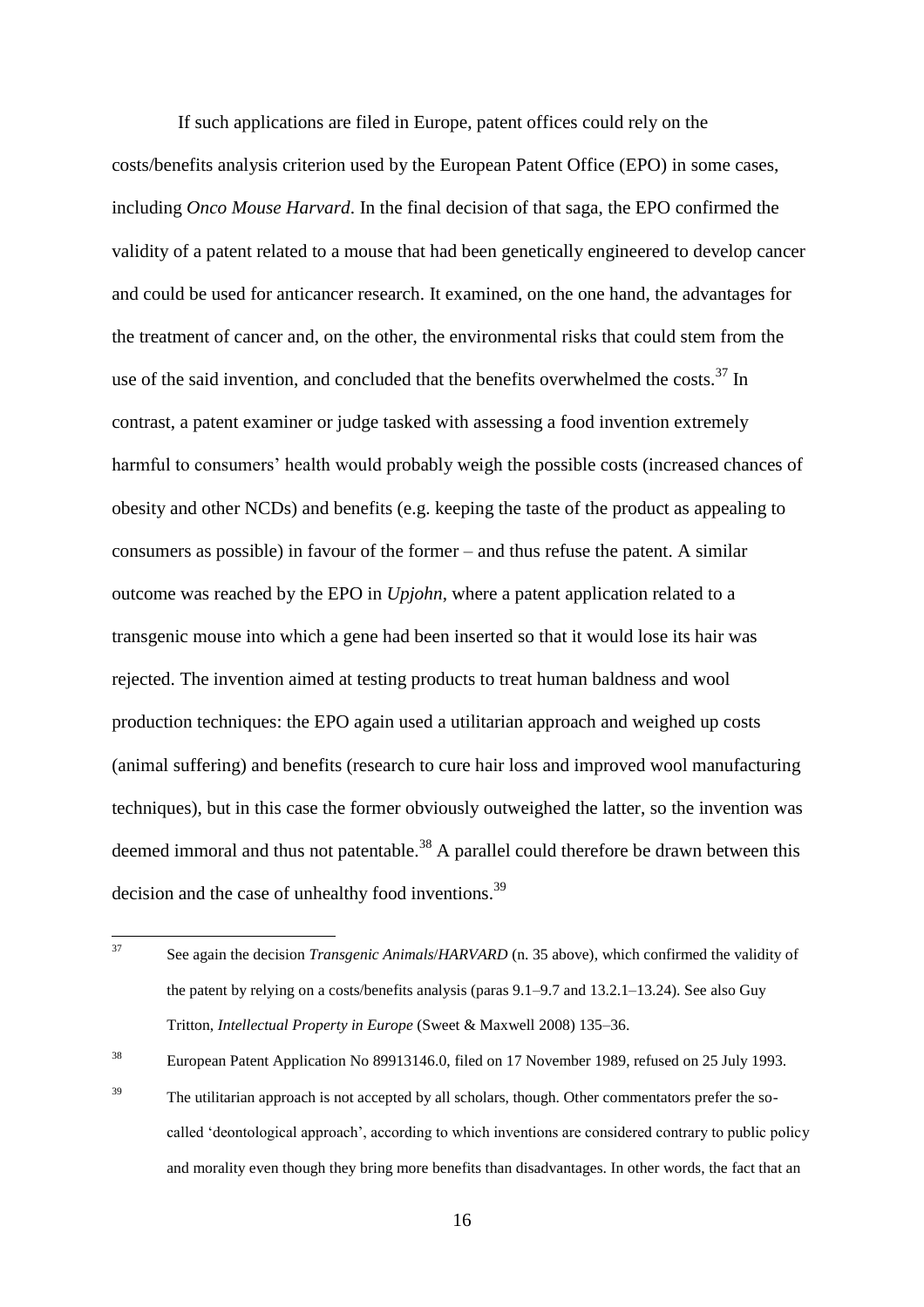If such applications are filed in Europe, patent offices could rely on the costs/benefits analysis criterion used by the European Patent Office (EPO) in some cases, including *Onco Mouse Harvard*. In the final decision of that saga, the EPO confirmed the validity of a patent related to a mouse that had been genetically engineered to develop cancer and could be used for anticancer research. It examined, on the one hand, the advantages for the treatment of cancer and, on the other, the environmental risks that could stem from the use of the said invention, and concluded that the benefits overwhelmed the costs.[37] In contrast, a patent examiner or judge tasked with assessing a food invention extremely harmful to consumers' health would probably weigh the possible costs (increased chances of obesity and other NCDs) and benefits (e.g. keeping the taste of the product as appealing to consumers as possible) in favour of the former – and thus refuse the patent. A similar outcome was reached by the EPO in *Upjohn*, where a patent application related to a transgenic mouse into which a gene had been inserted so that it would lose its hair was rejected. The invention aimed at testing products to treat human baldness and wool production techniques: the EPO again used a utilitarian approach and weighed up costs (animal suffering) and benefits (research to cure hair loss and improved wool manufacturing techniques), but in this case the former obviously outweighed the latter, so the invention was deemed immoral and thus not patentable.[38] A parallel could therefore be drawn between this decision and the case of unhealthy food inventions.[39]

---

[37] See again the decision *Transgenic Animals*/*HARVARD* (n. 35 above), which confirmed the validity of the patent by relying on a costs/benefits analysis (paras 9.1–9.7 and 13.2.1–13.24). See also Guy Tritton, *Intellectual Property in Europe* (Sweet & Maxwell 2008) 135–36.

[38] European Patent Application No 89913146.0, filed on 17 November 1989, refused on 25 July 1993.

[39] The utilitarian approach is not accepted by all scholars, though. Other commentators prefer the so-called 'deontological approach', according to which inventions are considered contrary to public policy and morality even though they bring more benefits than disadvantages. In other words, the fact that an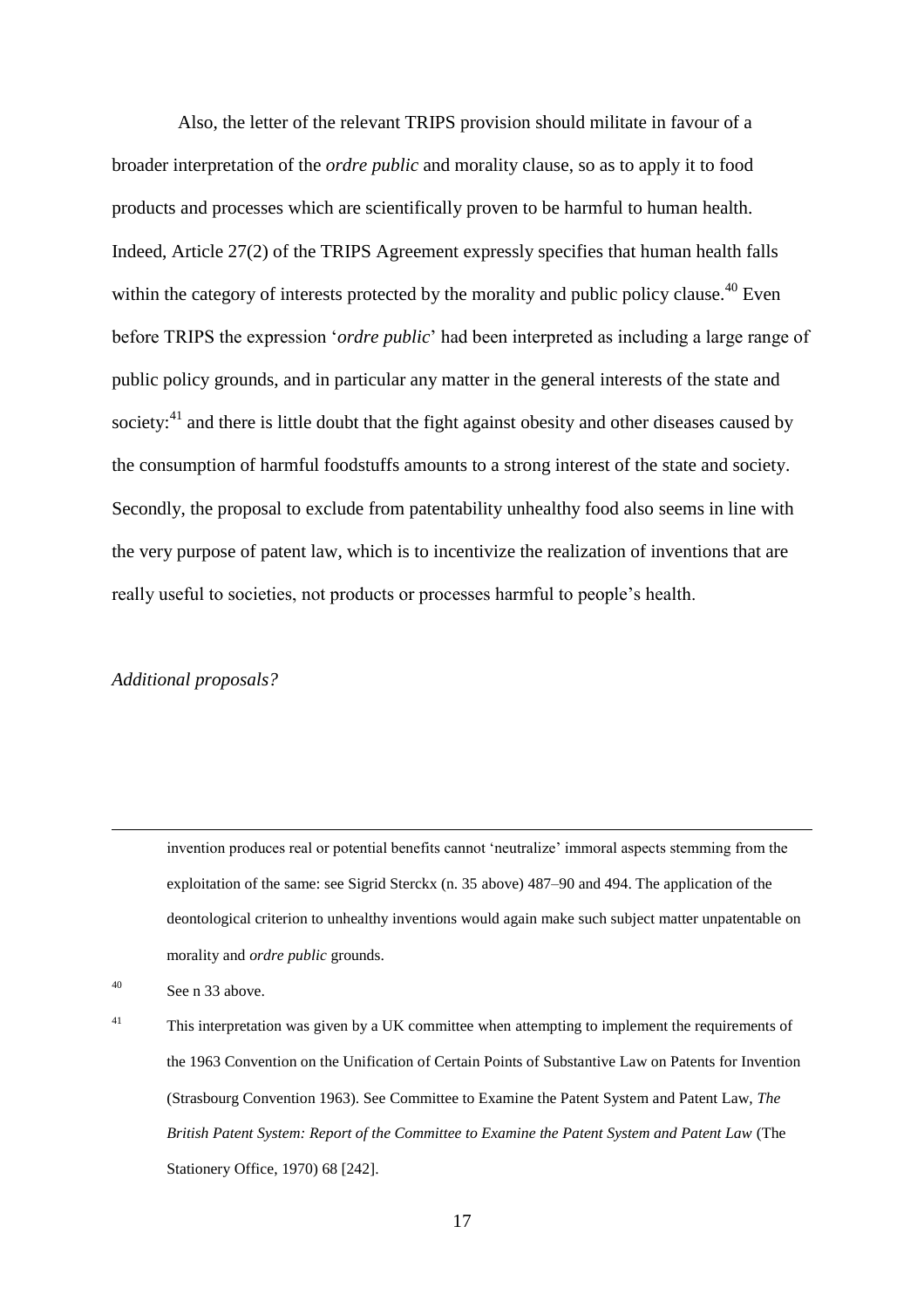Also, the letter of the relevant TRIPS provision should militate in favour of a broader interpretation of the *ordre public* and morality clause, so as to apply it to food products and processes which are scientifically proven to be harmful to human health. Indeed, Article 27(2) of the TRIPS Agreement expressly specifies that human health falls within the category of interests protected by the morality and public policy clause.[40] Even before TRIPS the expression '*ordre public*' had been interpreted as including a large range of public policy grounds, and in particular any matter in the general interests of the state and society:[41] and there is little doubt that the fight against obesity and other diseases caused by the consumption of harmful foodstuffs amounts to a strong interest of the state and society. Secondly, the proposal to exclude from patentability unhealthy food also seems in line with the very purpose of patent law, which is to incentivize the realization of inventions that are really useful to societies, not products or processes harmful to people's health.

*Additional proposals?*

---

invention produces real or potential benefits cannot 'neutralize' immoral aspects stemming from the exploitation of the same: see Sigrid Sterckx (n. 35 above) 487–90 and 494. The application of the deontological criterion to unhealthy inventions would again make such subject matter unpatentable on morality and *ordre public* grounds.

[40] See n 33 above.

[41] This interpretation was given by a UK committee when attempting to implement the requirements of the 1963 Convention on the Unification of Certain Points of Substantive Law on Patents for Invention (Strasbourg Convention 1963). See Committee to Examine the Patent System and Patent Law, *The British Patent System: Report of the Committee to Examine the Patent System and Patent Law* (The Stationery Office, 1970) 68 [242].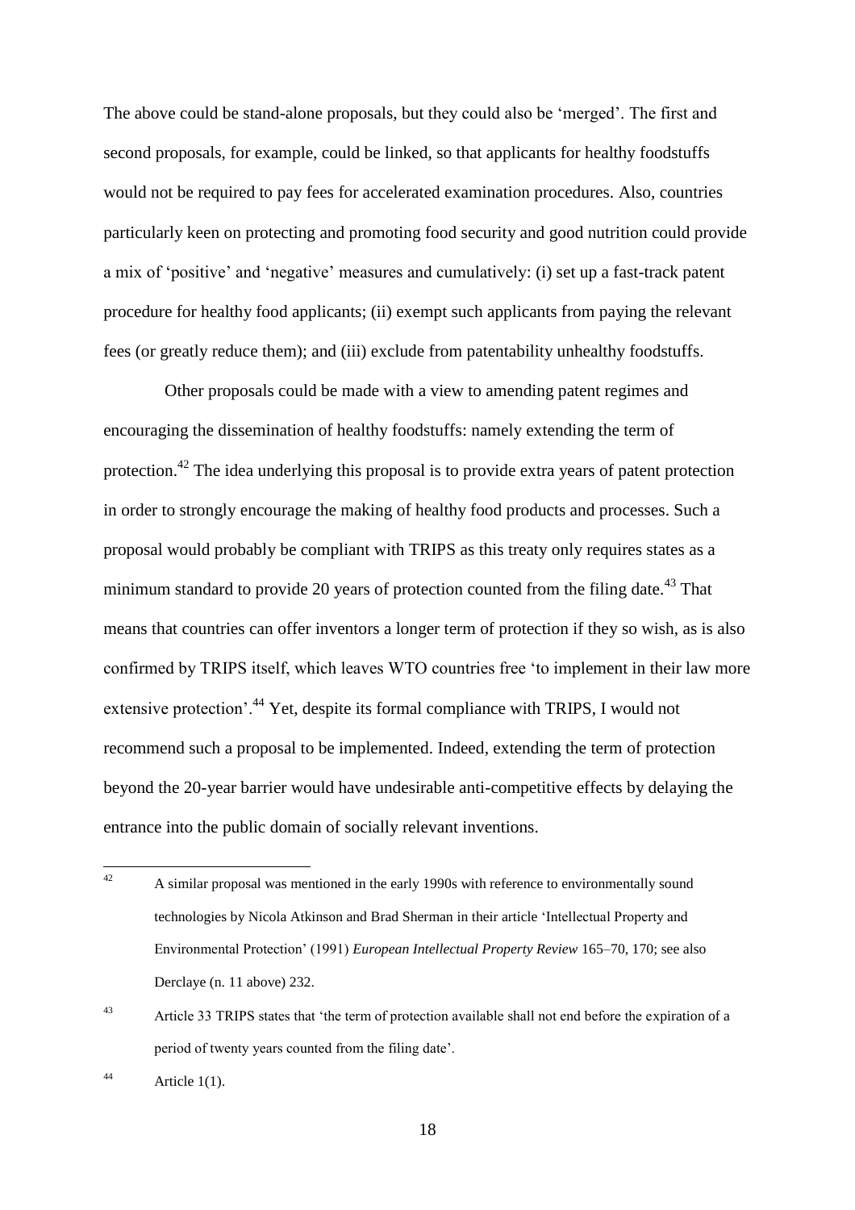The above could be stand-alone proposals, but they could also be 'merged'. The first and second proposals, for example, could be linked, so that applicants for healthy foodstuffs would not be required to pay fees for accelerated examination procedures. Also, countries particularly keen on protecting and promoting food security and good nutrition could provide a mix of 'positive' and 'negative' measures and cumulatively: (i) set up a fast-track patent procedure for healthy food applicants; (ii) exempt such applicants from paying the relevant fees (or greatly reduce them); and (iii) exclude from patentability unhealthy foodstuffs.

Other proposals could be made with a view to amending patent regimes and encouraging the dissemination of healthy foodstuffs: namely extending the term of protection.[42] The idea underlying this proposal is to provide extra years of patent protection in order to strongly encourage the making of healthy food products and processes. Such a proposal would probably be compliant with TRIPS as this treaty only requires states as a minimum standard to provide 20 years of protection counted from the filing date.[43] That means that countries can offer inventors a longer term of protection if they so wish, as is also confirmed by TRIPS itself, which leaves WTO countries free 'to implement in their law more extensive protection'.[44] Yet, despite its formal compliance with TRIPS, I would not recommend such a proposal to be implemented. Indeed, extending the term of protection beyond the 20-year barrier would have undesirable anti-competitive effects by delaying the entrance into the public domain of socially relevant inventions.

---

[42] A similar proposal was mentioned in the early 1990s with reference to environmentally sound technologies by Nicola Atkinson and Brad Sherman in their article 'Intellectual Property and Environmental Protection' (1991) *European Intellectual Property Review* 165–70, 170; see also Derclaye (n. 11 above) 232.

[43] Article 33 TRIPS states that 'the term of protection available shall not end before the expiration of a period of twenty years counted from the filing date'.

[44] Article 1(1).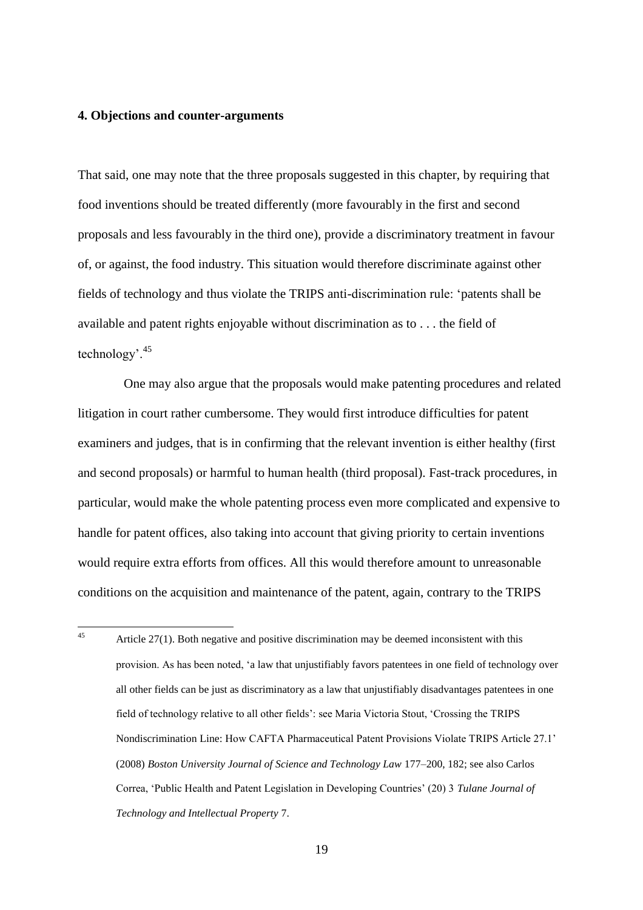**4. Objections and counter-arguments**

That said, one may note that the three proposals suggested in this chapter, by requiring that food inventions should be treated differently (more favourably in the first and second proposals and less favourably in the third one), provide a discriminatory treatment in favour of, or against, the food industry. This situation would therefore discriminate against other fields of technology and thus violate the TRIPS anti-discrimination rule: 'patents shall be available and patent rights enjoyable without discrimination as to . . . the field of technology'.[45]

One may also argue that the proposals would make patenting procedures and related litigation in court rather cumbersome. They would first introduce difficulties for patent examiners and judges, that is in confirming that the relevant invention is either healthy (first and second proposals) or harmful to human health (third proposal). Fast-track procedures, in particular, would make the whole patenting process even more complicated and expensive to handle for patent offices, also taking into account that giving priority to certain inventions would require extra efforts from offices. All this would therefore amount to unreasonable conditions on the acquisition and maintenance of the patent, again, contrary to the TRIPS

[45] Article 27(1). Both negative and positive discrimination may be deemed inconsistent with this provision. As has been noted, 'a law that unjustifiably favors patentees in one field of technology over all other fields can be just as discriminatory as a law that unjustifiably disadvantages patentees in one field of technology relative to all other fields': see Maria Victoria Stout, 'Crossing the TRIPS Nondiscrimination Line: How CAFTA Pharmaceutical Patent Provisions Violate TRIPS Article 27.1' (2008) *Boston University Journal of Science and Technology Law* 177–200, 182; see also Carlos Correa, 'Public Health and Patent Legislation in Developing Countries' (20) 3 *Tulane Journal of Technology and Intellectual Property* 7.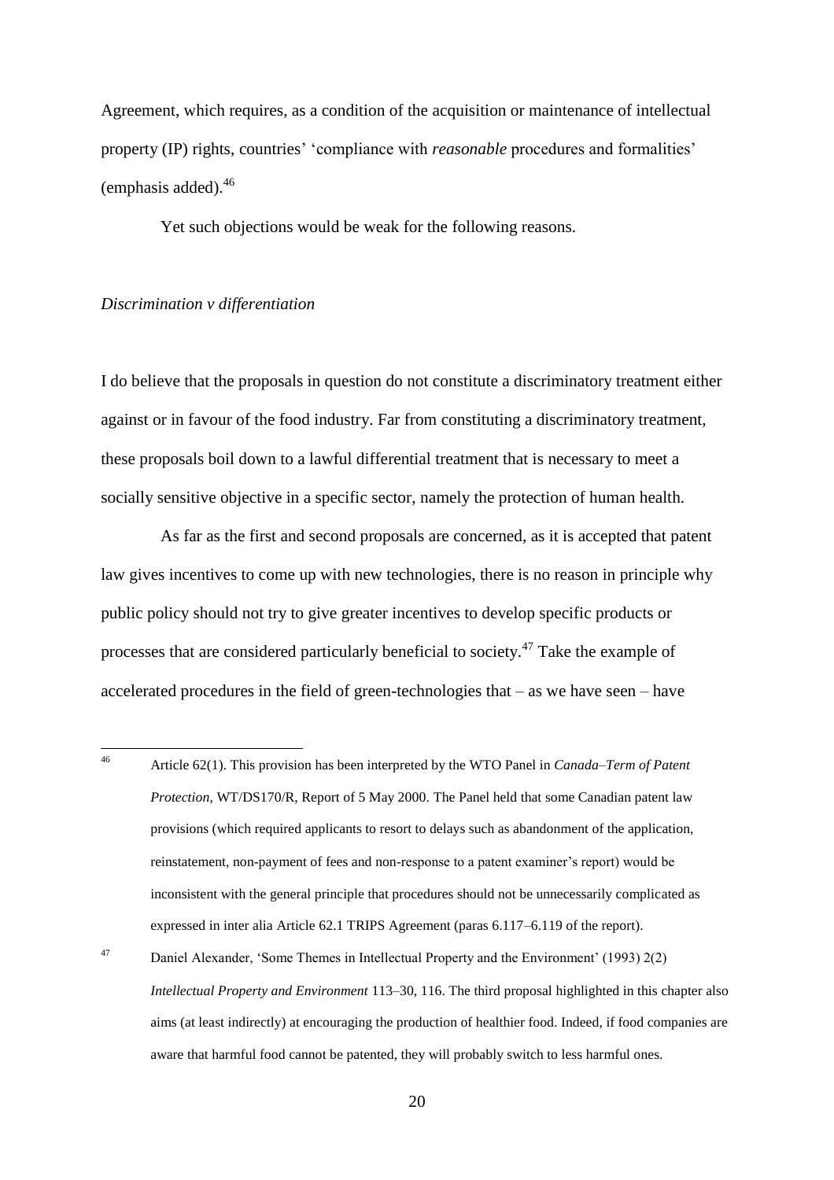Agreement, which requires, as a condition of the acquisition or maintenance of intellectual property (IP) rights, countries' 'compliance with *reasonable* procedures and formalities' (emphasis added).[46]

Yet such objections would be weak for the following reasons.

*Discrimination v differentiation*

I do believe that the proposals in question do not constitute a discriminatory treatment either against or in favour of the food industry. Far from constituting a discriminatory treatment, these proposals boil down to a lawful differential treatment that is necessary to meet a socially sensitive objective in a specific sector, namely the protection of human health.

As far as the first and second proposals are concerned, as it is accepted that patent law gives incentives to come up with new technologies, there is no reason in principle why public policy should not try to give greater incentives to develop specific products or processes that are considered particularly beneficial to society.[47] Take the example of accelerated procedures in the field of green-technologies that – as we have seen – have

---

[46] Article 62(1). This provision has been interpreted by the WTO Panel in *Canada–Term of Patent Protection*, WT/DS170/R, Report of 5 May 2000. The Panel held that some Canadian patent law provisions (which required applicants to resort to delays such as abandonment of the application, reinstatement, non-payment of fees and non-response to a patent examiner's report) would be inconsistent with the general principle that procedures should not be unnecessarily complicated as expressed in inter alia Article 62.1 TRIPS Agreement (paras 6.117–6.119 of the report).

[47] Daniel Alexander, 'Some Themes in Intellectual Property and the Environment' (1993) 2(2) *Intellectual Property and Environment* 113–30, 116. The third proposal highlighted in this chapter also aims (at least indirectly) at encouraging the production of healthier food. Indeed, if food companies are aware that harmful food cannot be patented, they will probably switch to less harmful ones.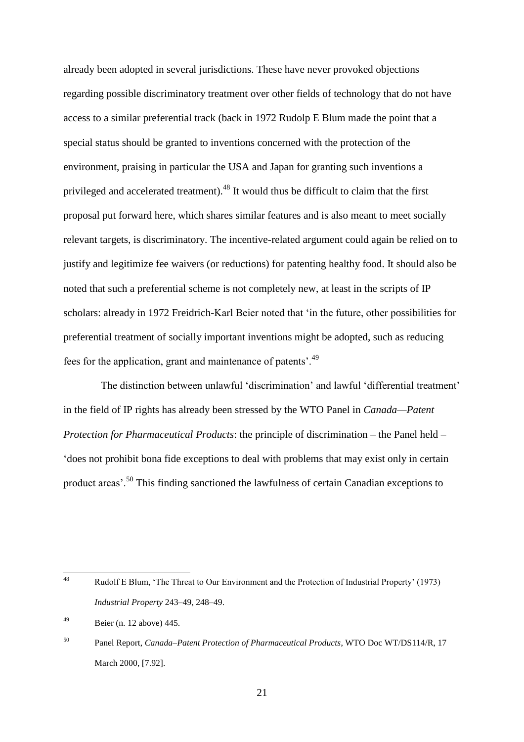already been adopted in several jurisdictions. These have never provoked objections regarding possible discriminatory treatment over other fields of technology that do not have access to a similar preferential track (back in 1972 Rudolp E Blum made the point that a special status should be granted to inventions concerned with the protection of the environment, praising in particular the USA and Japan for granting such inventions a privileged and accelerated treatment).[48] It would thus be difficult to claim that the first proposal put forward here, which shares similar features and is also meant to meet socially relevant targets, is discriminatory. The incentive-related argument could again be relied on to justify and legitimize fee waivers (or reductions) for patenting healthy food. It should also be noted that such a preferential scheme is not completely new, at least in the scripts of IP scholars: already in 1972 Freidrich-Karl Beier noted that 'in the future, other possibilities for preferential treatment of socially important inventions might be adopted, such as reducing fees for the application, grant and maintenance of patents'.[49]

The distinction between unlawful 'discrimination' and lawful 'differential treatment' in the field of IP rights has already been stressed by the WTO Panel in *Canada—Patent Protection for Pharmaceutical Products*: the principle of discrimination – the Panel held – 'does not prohibit bona fide exceptions to deal with problems that may exist only in certain product areas'.[50] This finding sanctioned the lawfulness of certain Canadian exceptions to

---

[48] Rudolf E Blum, 'The Threat to Our Environment and the Protection of Industrial Property' (1973) *Industrial Property* 243–49, 248–49.

[49] Beier (n. 12 above) 445.

[50] Panel Report, *Canada–Patent Protection of Pharmaceutical Products*, WTO Doc WT/DS114/R, 17 March 2000, [7.92].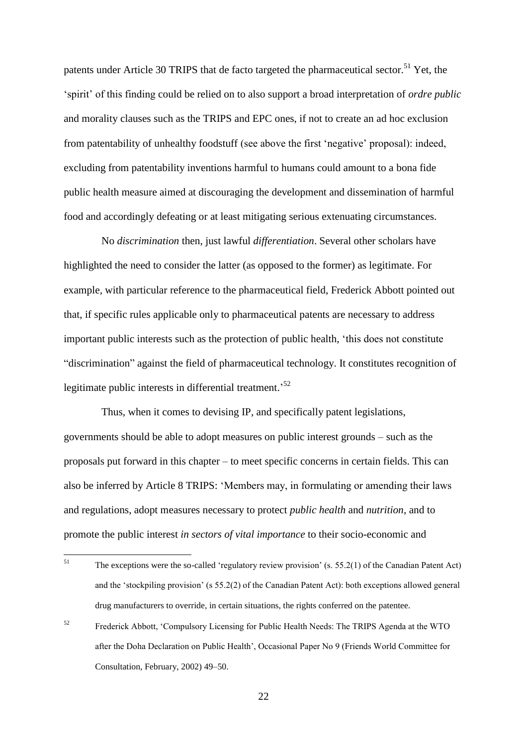patents under Article 30 TRIPS that de facto targeted the pharmaceutical sector.[51] Yet, the 'spirit' of this finding could be relied on to also support a broad interpretation of *ordre public* and morality clauses such as the TRIPS and EPC ones, if not to create an ad hoc exclusion from patentability of unhealthy foodstuff (see above the first 'negative' proposal): indeed, excluding from patentability inventions harmful to humans could amount to a bona fide public health measure aimed at discouraging the development and dissemination of harmful food and accordingly defeating or at least mitigating serious extenuating circumstances.

No *discrimination* then, just lawful *differentiation*. Several other scholars have highlighted the need to consider the latter (as opposed to the former) as legitimate. For example, with particular reference to the pharmaceutical field, Frederick Abbott pointed out that, if specific rules applicable only to pharmaceutical patents are necessary to address important public interests such as the protection of public health, 'this does not constitute "discrimination" against the field of pharmaceutical technology. It constitutes recognition of legitimate public interests in differential treatment.'[52]

Thus, when it comes to devising IP, and specifically patent legislations, governments should be able to adopt measures on public interest grounds – such as the proposals put forward in this chapter – to meet specific concerns in certain fields. This can also be inferred by Article 8 TRIPS: 'Members may, in formulating or amending their laws and regulations, adopt measures necessary to protect *public health* and *nutrition*, and to promote the public interest *in sectors of vital importance* to their socio-economic and

---

[51] The exceptions were the so-called 'regulatory review provision' (s. 55.2(1) of the Canadian Patent Act) and the 'stockpiling provision' (s 55.2(2) of the Canadian Patent Act): both exceptions allowed general drug manufacturers to override, in certain situations, the rights conferred on the patentee.

[52] Frederick Abbott, 'Compulsory Licensing for Public Health Needs: The TRIPS Agenda at the WTO after the Doha Declaration on Public Health', Occasional Paper No 9 (Friends World Committee for Consultation, February, 2002) 49–50.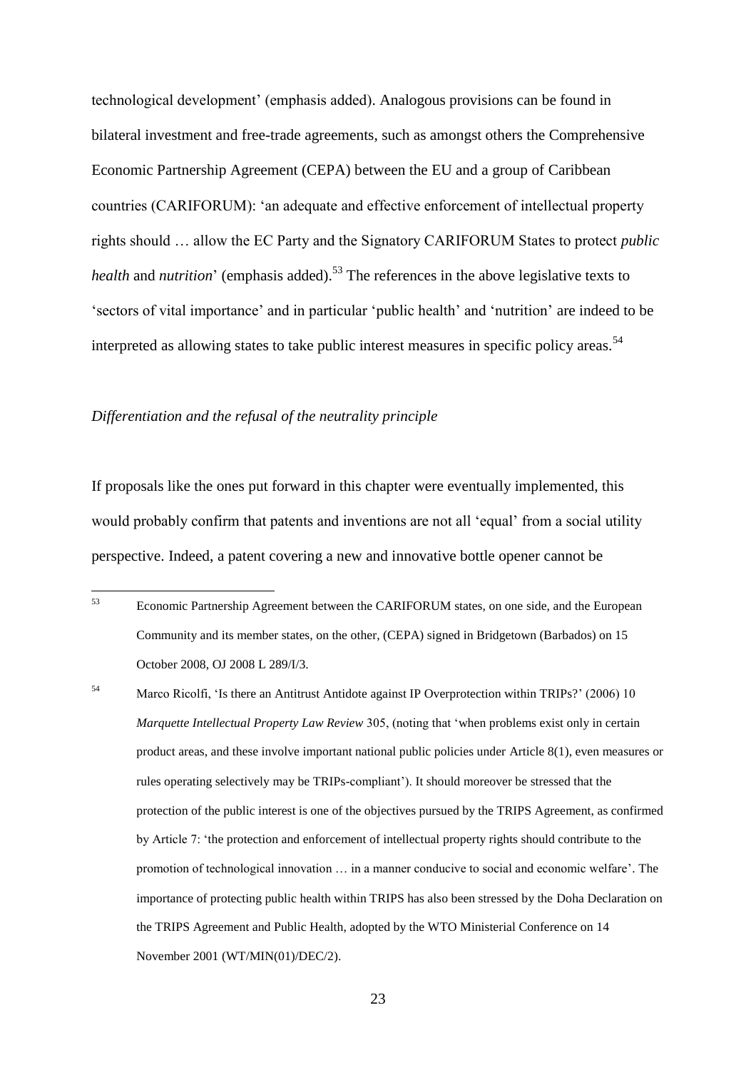technological development' (emphasis added). Analogous provisions can be found in bilateral investment and free-trade agreements, such as amongst others the Comprehensive Economic Partnership Agreement (CEPA) between the EU and a group of Caribbean countries (CARIFORUM): 'an adequate and effective enforcement of intellectual property rights should … allow the EC Party and the Signatory CARIFORUM States to protect *public health* and *nutrition*' (emphasis added).[53] The references in the above legislative texts to 'sectors of vital importance' and in particular 'public health' and 'nutrition' are indeed to be interpreted as allowing states to take public interest measures in specific policy areas.[54]

*Differentiation and the refusal of the neutrality principle*

If proposals like the ones put forward in this chapter were eventually implemented, this would probably confirm that patents and inventions are not all 'equal' from a social utility perspective. Indeed, a patent covering a new and innovative bottle opener cannot be

---

[53] Economic Partnership Agreement between the CARIFORUM states, on one side, and the European Community and its member states, on the other, (CEPA) signed in Bridgetown (Barbados) on 15 October 2008, OJ 2008 L 289/I/3.

[54] Marco Ricolfi, 'Is there an Antitrust Antidote against IP Overprotection within TRIPs?' (2006) 10 *Marquette Intellectual Property Law Review* 305, (noting that 'when problems exist only in certain product areas, and these involve important national public policies under Article 8(1), even measures or rules operating selectively may be TRIPs-compliant'). It should moreover be stressed that the protection of the public interest is one of the objectives pursued by the TRIPS Agreement, as confirmed by Article 7: 'the protection and enforcement of intellectual property rights should contribute to the promotion of technological innovation … in a manner conducive to social and economic welfare'. The importance of protecting public health within TRIPS has also been stressed by the Doha Declaration on the TRIPS Agreement and Public Health, adopted by the WTO Ministerial Conference on 14 November 2001 (WT/MIN(01)/DEC/2).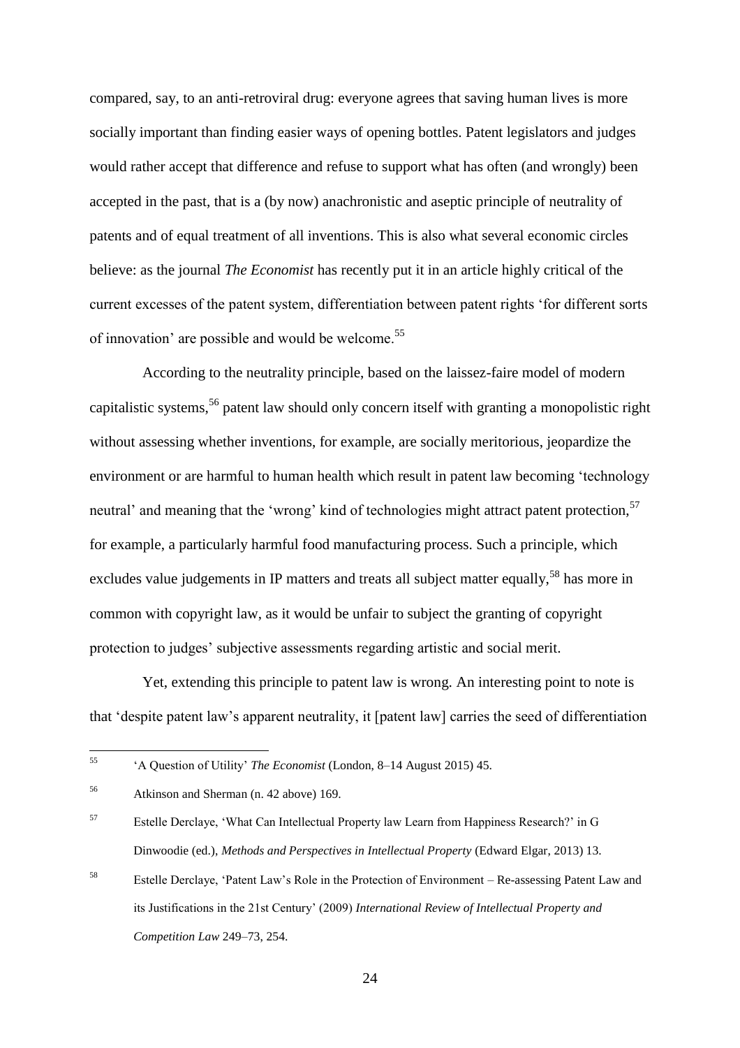compared, say, to an anti-retroviral drug: everyone agrees that saving human lives is more socially important than finding easier ways of opening bottles. Patent legislators and judges would rather accept that difference and refuse to support what has often (and wrongly) been accepted in the past, that is a (by now) anachronistic and aseptic principle of neutrality of patents and of equal treatment of all inventions. This is also what several economic circles believe: as the journal *The Economist* has recently put it in an article highly critical of the current excesses of the patent system, differentiation between patent rights 'for different sorts of innovation' are possible and would be welcome.[55]

According to the neutrality principle, based on the laissez-faire model of modern capitalistic systems,[56] patent law should only concern itself with granting a monopolistic right without assessing whether inventions, for example, are socially meritorious, jeopardize the environment or are harmful to human health which result in patent law becoming 'technology neutral' and meaning that the 'wrong' kind of technologies might attract patent protection,[57] for example, a particularly harmful food manufacturing process. Such a principle, which excludes value judgements in IP matters and treats all subject matter equally,[58] has more in common with copyright law, as it would be unfair to subject the granting of copyright protection to judges' subjective assessments regarding artistic and social merit.

Yet, extending this principle to patent law is wrong. An interesting point to note is that 'despite patent law's apparent neutrality, it [patent law] carries the seed of differentiation

---

[55] 'A Question of Utility' *The Economist* (London, 8–14 August 2015) 45.

[56] Atkinson and Sherman (n. 42 above) 169.

[57] Estelle Derclaye, 'What Can Intellectual Property law Learn from Happiness Research?' in G Dinwoodie (ed.), *Methods and Perspectives in Intellectual Property* (Edward Elgar, 2013) 13.

[58] Estelle Derclaye, 'Patent Law's Role in the Protection of Environment – Re-assessing Patent Law and its Justifications in the 21st Century' (2009) *International Review of Intellectual Property and Competition Law* 249–73, 254.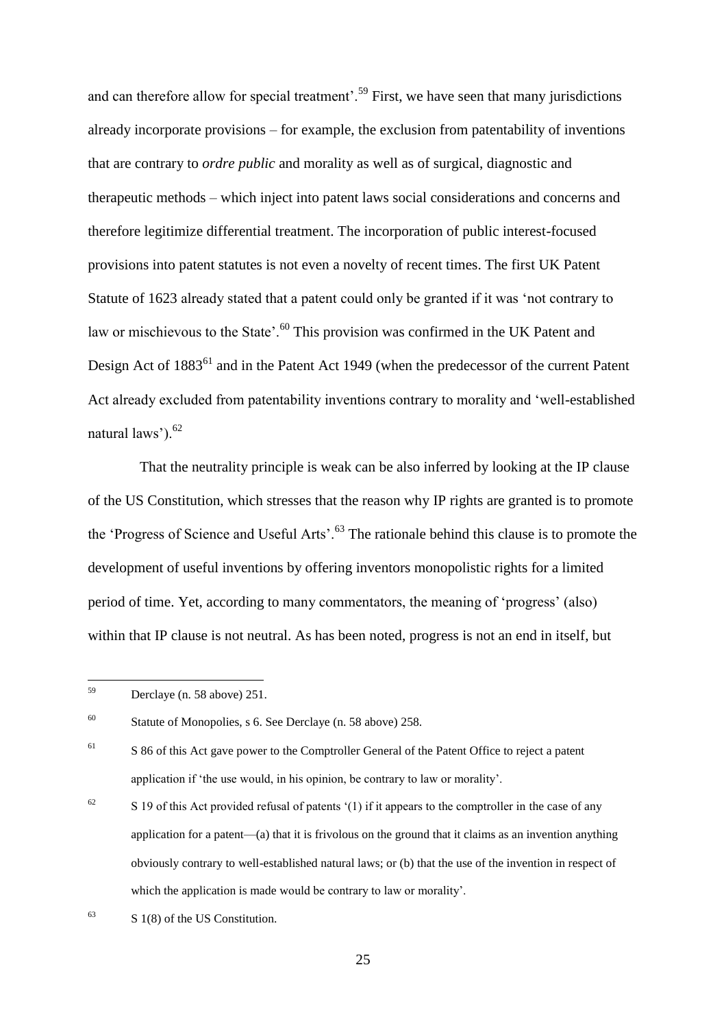and can therefore allow for special treatment'.[59] First, we have seen that many jurisdictions already incorporate provisions – for example, the exclusion from patentability of inventions that are contrary to *ordre public* and morality as well as of surgical, diagnostic and therapeutic methods – which inject into patent laws social considerations and concerns and therefore legitimize differential treatment. The incorporation of public interest-focused provisions into patent statutes is not even a novelty of recent times. The first UK Patent Statute of 1623 already stated that a patent could only be granted if it was 'not contrary to law or mischievous to the State'.[60] This provision was confirmed in the UK Patent and Design Act of 1883[61] and in the Patent Act 1949 (when the predecessor of the current Patent Act already excluded from patentability inventions contrary to morality and 'well-established natural laws').[62]

That the neutrality principle is weak can be also inferred by looking at the IP clause of the US Constitution, which stresses that the reason why IP rights are granted is to promote the 'Progress of Science and Useful Arts'.[63] The rationale behind this clause is to promote the development of useful inventions by offering inventors monopolistic rights for a limited period of time. Yet, according to many commentators, the meaning of 'progress' (also) within that IP clause is not neutral. As has been noted, progress is not an end in itself, but

---

[59] Derclaye (n. 58 above) 251.

[60] Statute of Monopolies, s 6. See Derclaye (n. 58 above) 258.

[61] S 86 of this Act gave power to the Comptroller General of the Patent Office to reject a patent application if 'the use would, in his opinion, be contrary to law or morality'.

[62] S 19 of this Act provided refusal of patents '(1) if it appears to the comptroller in the case of any application for a patent—(a) that it is frivolous on the ground that it claims as an invention anything obviously contrary to well-established natural laws; or (b) that the use of the invention in respect of which the application is made would be contrary to law or morality'.

[63] S 1(8) of the US Constitution.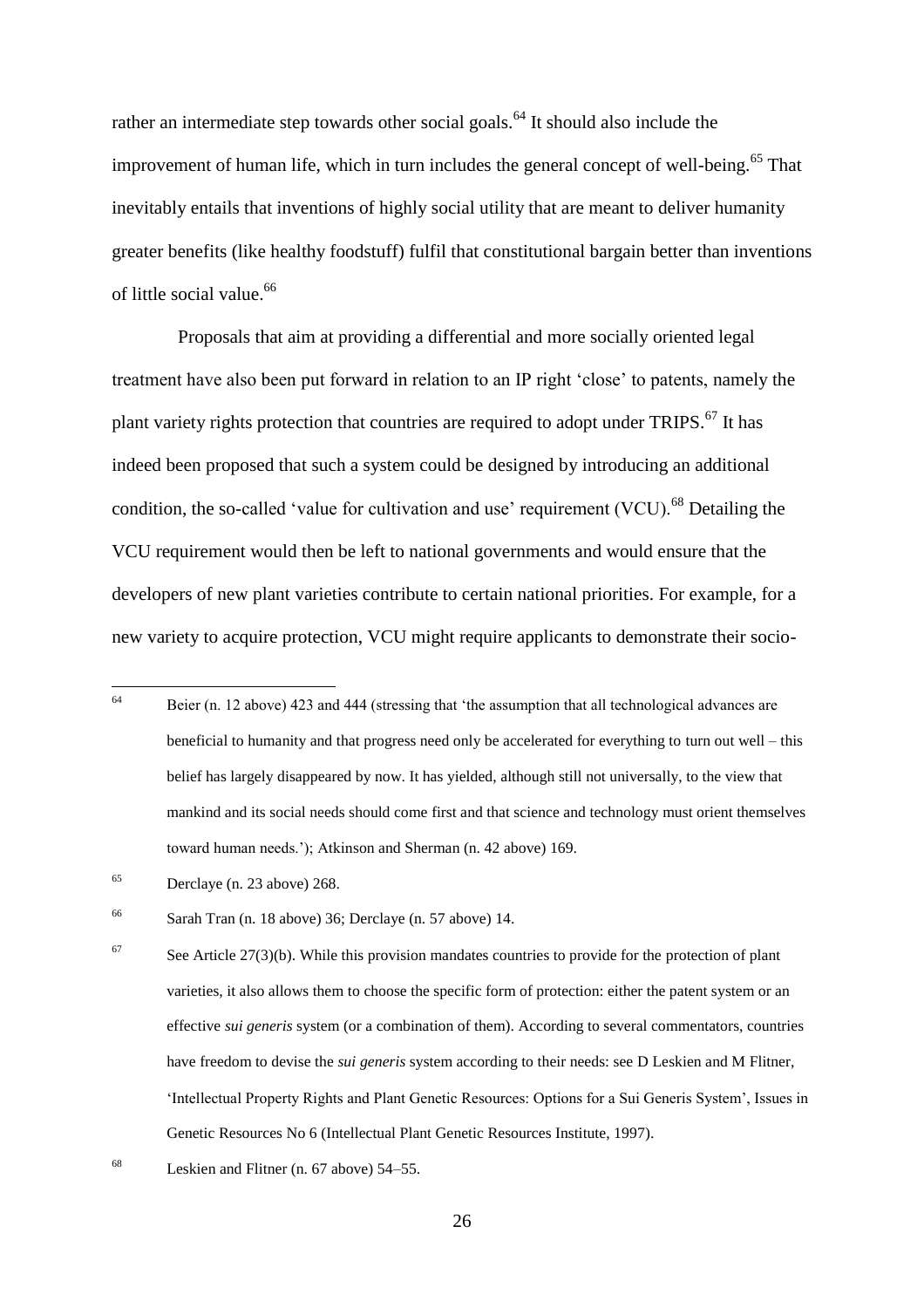rather an intermediate step towards other social goals.[64] It should also include the improvement of human life, which in turn includes the general concept of well-being.[65] That inevitably entails that inventions of highly social utility that are meant to deliver humanity greater benefits (like healthy foodstuff) fulfil that constitutional bargain better than inventions of little social value.[66]

Proposals that aim at providing a differential and more socially oriented legal treatment have also been put forward in relation to an IP right 'close' to patents, namely the plant variety rights protection that countries are required to adopt under TRIPS.[67] It has indeed been proposed that such a system could be designed by introducing an additional condition, the so-called 'value for cultivation and use' requirement (VCU).[68] Detailing the VCU requirement would then be left to national governments and would ensure that the developers of new plant varieties contribute to certain national priorities. For example, for a new variety to acquire protection, VCU might require applicants to demonstrate their socio-

---

[64] Beier (n. 12 above) 423 and 444 (stressing that 'the assumption that all technological advances are beneficial to humanity and that progress need only be accelerated for everything to turn out well – this belief has largely disappeared by now. It has yielded, although still not universally, to the view that mankind and its social needs should come first and that science and technology must orient themselves toward human needs.'); Atkinson and Sherman (n. 42 above) 169.

[65] Derclaye (n. 23 above) 268.

[66] Sarah Tran (n. 18 above) 36; Derclaye (n. 57 above) 14.

[67] See Article 27(3)(b). While this provision mandates countries to provide for the protection of plant varieties, it also allows them to choose the specific form of protection: either the patent system or an effective *sui generis* system (or a combination of them). According to several commentators, countries have freedom to devise the *sui generis* system according to their needs: see D Leskien and M Flitner, 'Intellectual Property Rights and Plant Genetic Resources: Options for a Sui Generis System', Issues in Genetic Resources No 6 (Intellectual Plant Genetic Resources Institute, 1997).

[68] Leskien and Flitner (n. 67 above) 54–55.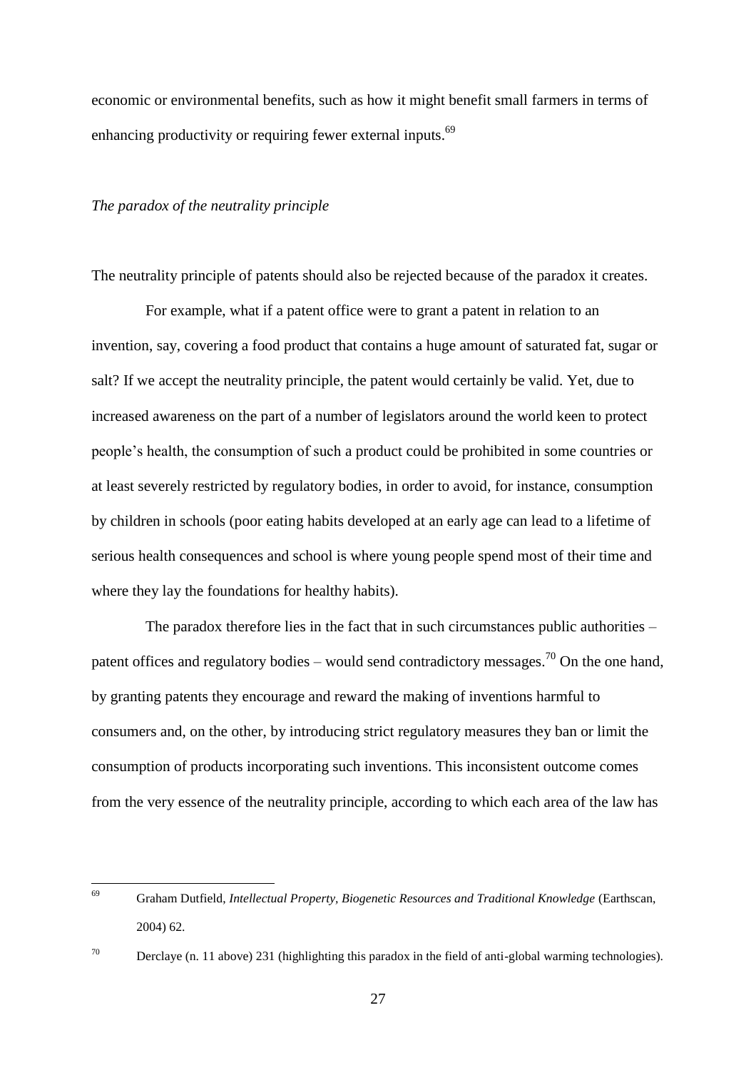economic or environmental benefits, such as how it might benefit small farmers in terms of enhancing productivity or requiring fewer external inputs.[69]

*The paradox of the neutrality principle*

The neutrality principle of patents should also be rejected because of the paradox it creates.

For example, what if a patent office were to grant a patent in relation to an invention, say, covering a food product that contains a huge amount of saturated fat, sugar or salt? If we accept the neutrality principle, the patent would certainly be valid. Yet, due to increased awareness on the part of a number of legislators around the world keen to protect people's health, the consumption of such a product could be prohibited in some countries or at least severely restricted by regulatory bodies, in order to avoid, for instance, consumption by children in schools (poor eating habits developed at an early age can lead to a lifetime of serious health consequences and school is where young people spend most of their time and where they lay the foundations for healthy habits).

The paradox therefore lies in the fact that in such circumstances public authorities – patent offices and regulatory bodies – would send contradictory messages.[70] On the one hand, by granting patents they encourage and reward the making of inventions harmful to consumers and, on the other, by introducing strict regulatory measures they ban or limit the consumption of products incorporating such inventions. This inconsistent outcome comes from the very essence of the neutrality principle, according to which each area of the law has

---

[69] Graham Dutfield, *Intellectual Property, Biogenetic Resources and Traditional Knowledge* (Earthscan, 2004) 62.

[70] Derclaye (n. 11 above) 231 (highlighting this paradox in the field of anti-global warming technologies).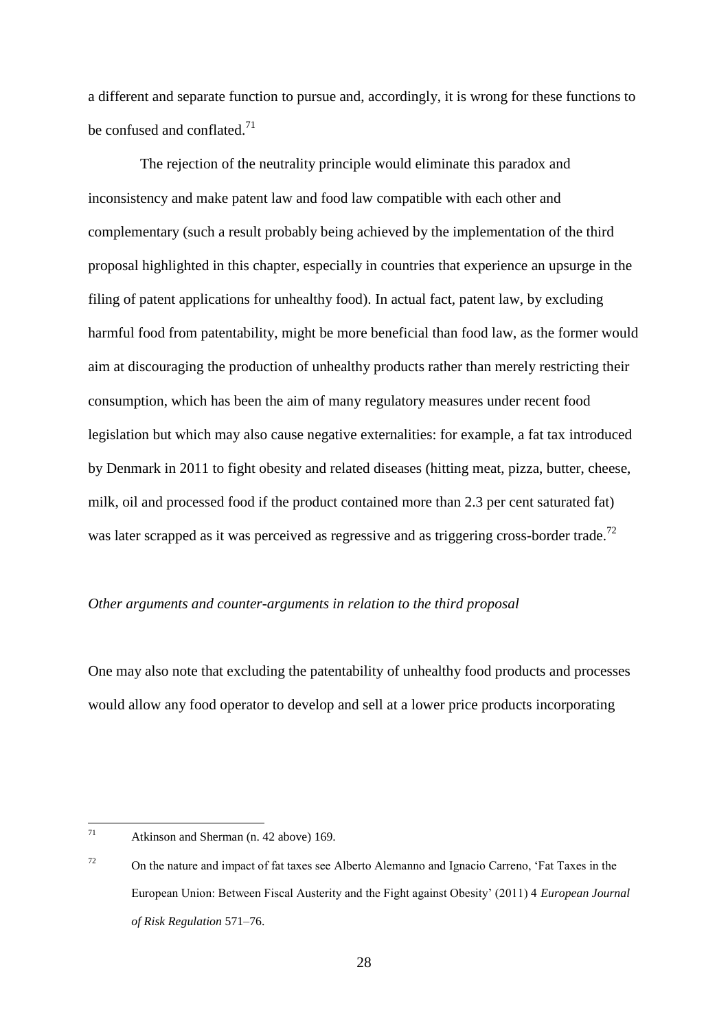a different and separate function to pursue and, accordingly, it is wrong for these functions to be confused and conflated.[71]

The rejection of the neutrality principle would eliminate this paradox and inconsistency and make patent law and food law compatible with each other and complementary (such a result probably being achieved by the implementation of the third proposal highlighted in this chapter, especially in countries that experience an upsurge in the filing of patent applications for unhealthy food). In actual fact, patent law, by excluding harmful food from patentability, might be more beneficial than food law, as the former would aim at discouraging the production of unhealthy products rather than merely restricting their consumption, which has been the aim of many regulatory measures under recent food legislation but which may also cause negative externalities: for example, a fat tax introduced by Denmark in 2011 to fight obesity and related diseases (hitting meat, pizza, butter, cheese, milk, oil and processed food if the product contained more than 2.3 per cent saturated fat) was later scrapped as it was perceived as regressive and as triggering cross-border trade.[72]

*Other arguments and counter-arguments in relation to the third proposal*

One may also note that excluding the patentability of unhealthy food products and processes would allow any food operator to develop and sell at a lower price products incorporating

---

[71] Atkinson and Sherman (n. 42 above) 169.

[72] On the nature and impact of fat taxes see Alberto Alemanno and Ignacio Carreno, 'Fat Taxes in the European Union: Between Fiscal Austerity and the Fight against Obesity' (2011) 4 *European Journal of Risk Regulation* 571–76.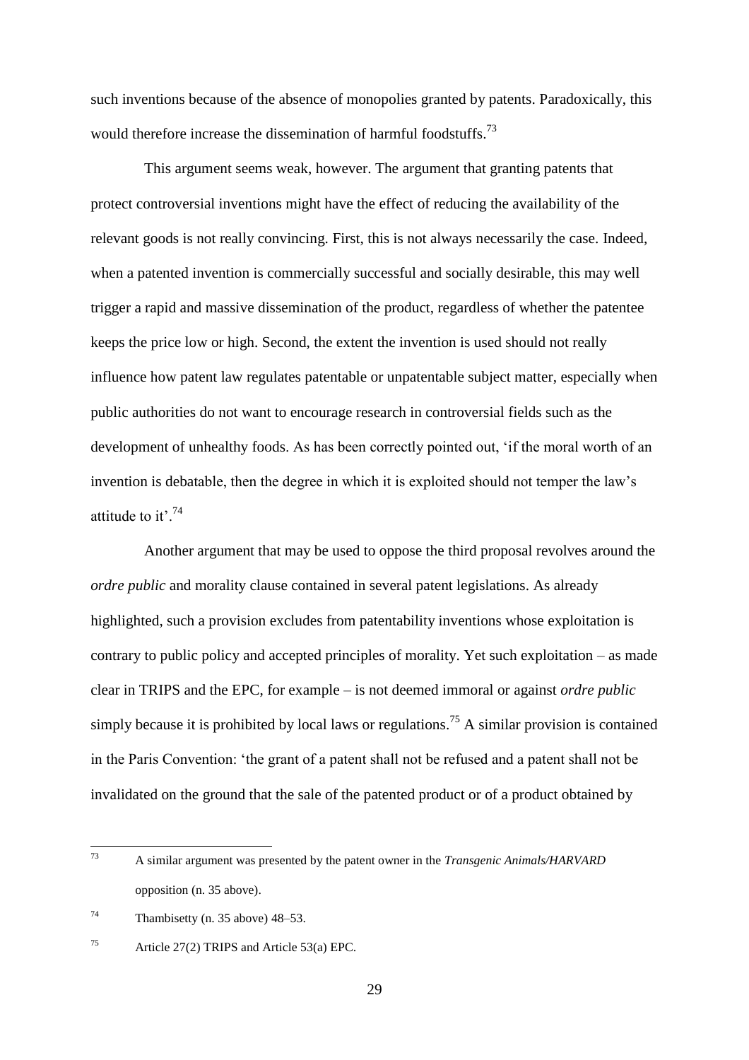such inventions because of the absence of monopolies granted by patents. Paradoxically, this would therefore increase the dissemination of harmful foodstuffs.[73]

This argument seems weak, however. The argument that granting patents that protect controversial inventions might have the effect of reducing the availability of the relevant goods is not really convincing. First, this is not always necessarily the case. Indeed, when a patented invention is commercially successful and socially desirable, this may well trigger a rapid and massive dissemination of the product, regardless of whether the patentee keeps the price low or high. Second, the extent the invention is used should not really influence how patent law regulates patentable or unpatentable subject matter, especially when public authorities do not want to encourage research in controversial fields such as the development of unhealthy foods. As has been correctly pointed out, 'if the moral worth of an invention is debatable, then the degree in which it is exploited should not temper the law's attitude to it'.[74]

Another argument that may be used to oppose the third proposal revolves around the *ordre public* and morality clause contained in several patent legislations. As already highlighted, such a provision excludes from patentability inventions whose exploitation is contrary to public policy and accepted principles of morality. Yet such exploitation – as made clear in TRIPS and the EPC, for example – is not deemed immoral or against *ordre public* simply because it is prohibited by local laws or regulations.[75] A similar provision is contained in the Paris Convention: 'the grant of a patent shall not be refused and a patent shall not be invalidated on the ground that the sale of the patented product or of a product obtained by

---

[73] A similar argument was presented by the patent owner in the *Transgenic Animals/HARVARD* opposition (n. 35 above).

[74] Thambisetty (n. 35 above) 48–53.

[75] Article 27(2) TRIPS and Article 53(a) EPC.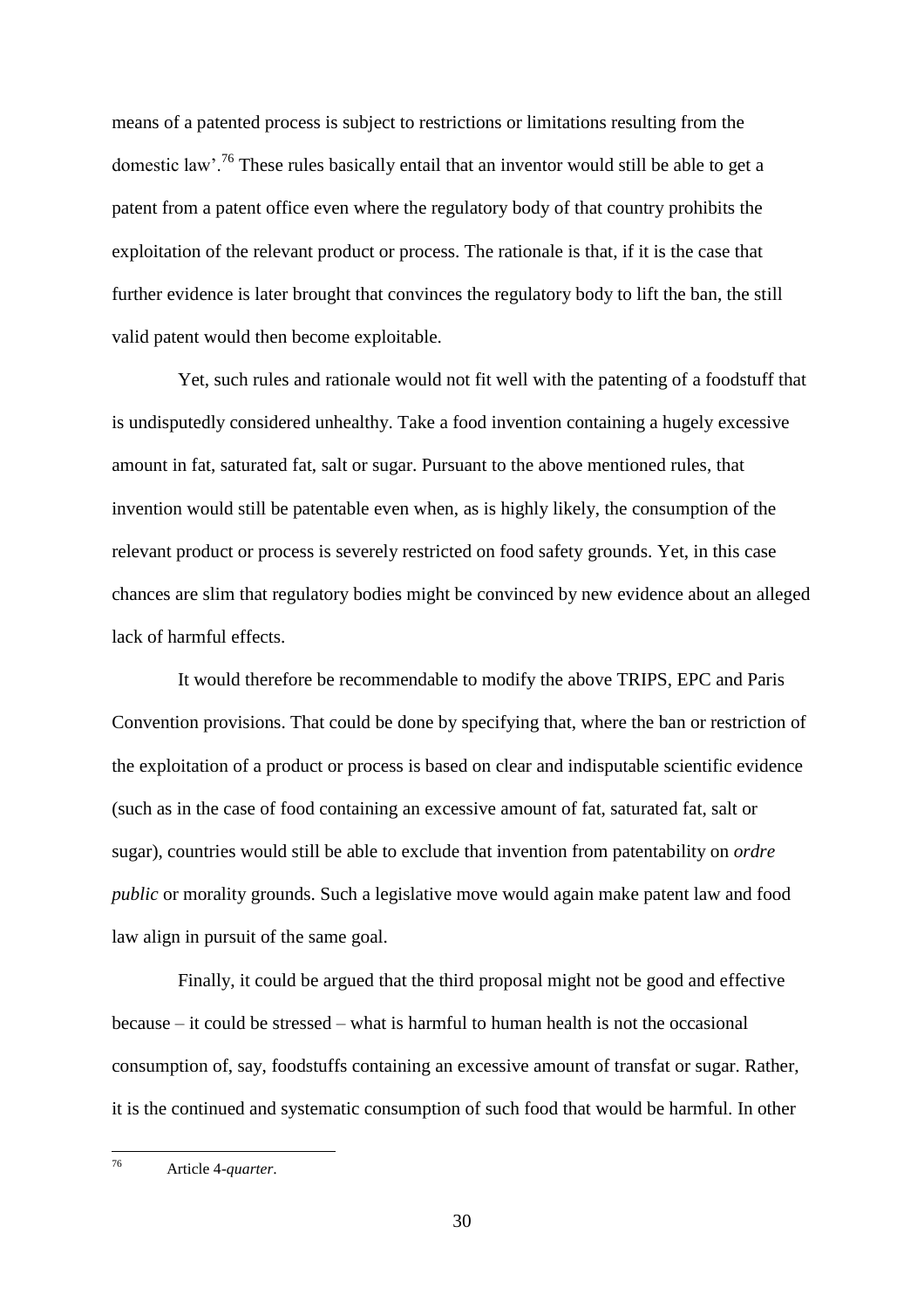means of a patented process is subject to restrictions or limitations resulting from the domestic law'.[76] These rules basically entail that an inventor would still be able to get a patent from a patent office even where the regulatory body of that country prohibits the exploitation of the relevant product or process. The rationale is that, if it is the case that further evidence is later brought that convinces the regulatory body to lift the ban, the still valid patent would then become exploitable.

Yet, such rules and rationale would not fit well with the patenting of a foodstuff that is undisputedly considered unhealthy. Take a food invention containing a hugely excessive amount in fat, saturated fat, salt or sugar. Pursuant to the above mentioned rules, that invention would still be patentable even when, as is highly likely, the consumption of the relevant product or process is severely restricted on food safety grounds. Yet, in this case chances are slim that regulatory bodies might be convinced by new evidence about an alleged lack of harmful effects.

It would therefore be recommendable to modify the above TRIPS, EPC and Paris Convention provisions. That could be done by specifying that, where the ban or restriction of the exploitation of a product or process is based on clear and indisputable scientific evidence (such as in the case of food containing an excessive amount of fat, saturated fat, salt or sugar), countries would still be able to exclude that invention from patentability on *ordre public* or morality grounds. Such a legislative move would again make patent law and food law align in pursuit of the same goal.

Finally, it could be argued that the third proposal might not be good and effective because – it could be stressed – what is harmful to human health is not the occasional consumption of, say, foodstuffs containing an excessive amount of transfat or sugar. Rather, it is the continued and systematic consumption of such food that would be harmful. In other

---

[76] Article 4-*quarter*.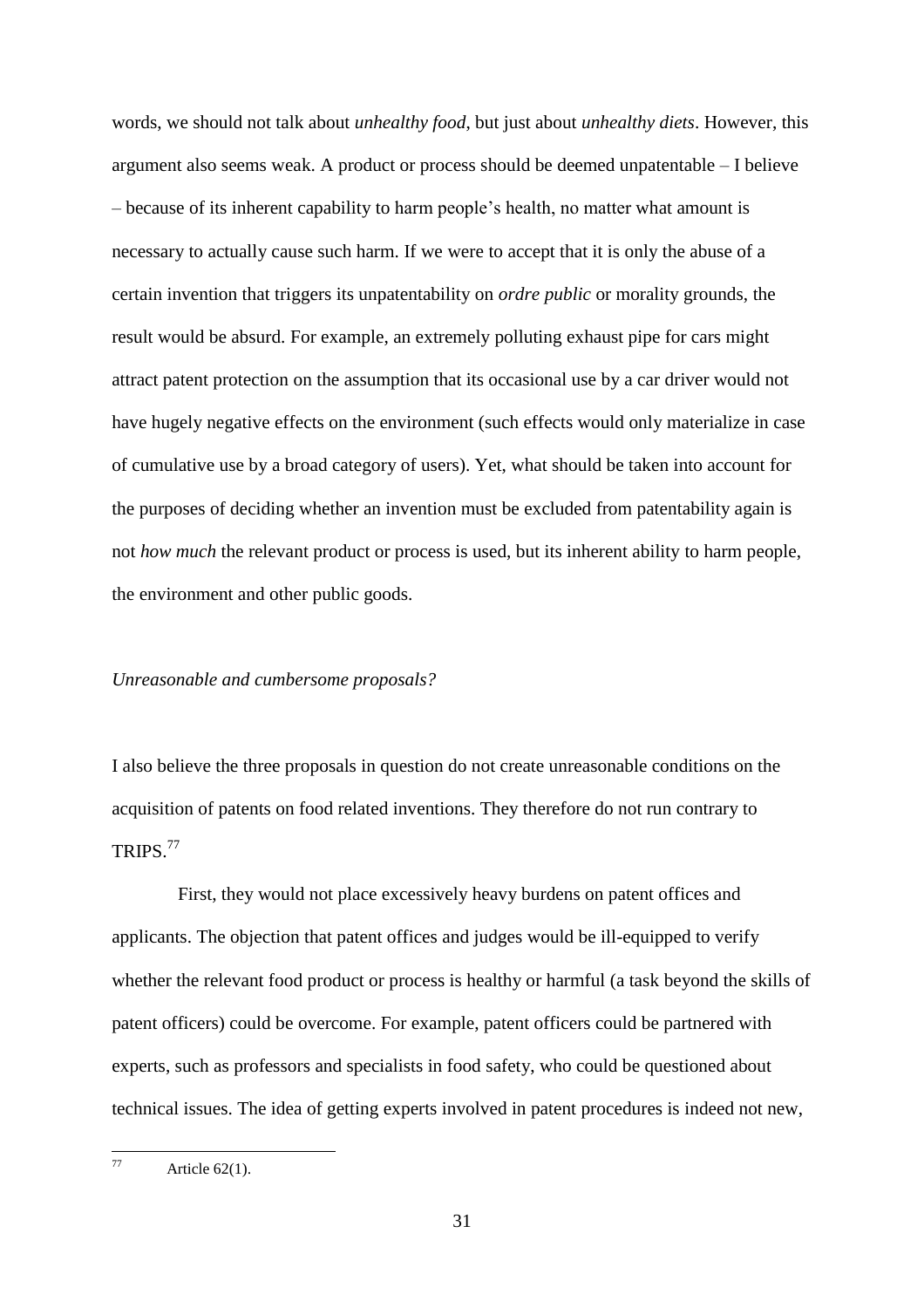words, we should not talk about *unhealthy food*, but just about *unhealthy diets*. However, this argument also seems weak. A product or process should be deemed unpatentable – I believe – because of its inherent capability to harm people's health, no matter what amount is necessary to actually cause such harm. If we were to accept that it is only the abuse of a certain invention that triggers its unpatentability on *ordre public* or morality grounds, the result would be absurd. For example, an extremely polluting exhaust pipe for cars might attract patent protection on the assumption that its occasional use by a car driver would not have hugely negative effects on the environment (such effects would only materialize in case of cumulative use by a broad category of users). Yet, what should be taken into account for the purposes of deciding whether an invention must be excluded from patentability again is not *how much* the relevant product or process is used, but its inherent ability to harm people, the environment and other public goods.

*Unreasonable and cumbersome proposals?*

I also believe the three proposals in question do not create unreasonable conditions on the acquisition of patents on food related inventions. They therefore do not run contrary to TRIPS.[77]

First, they would not place excessively heavy burdens on patent offices and applicants. The objection that patent offices and judges would be ill-equipped to verify whether the relevant food product or process is healthy or harmful (a task beyond the skills of patent officers) could be overcome. For example, patent officers could be partnered with experts, such as professors and specialists in food safety, who could be questioned about technical issues. The idea of getting experts involved in patent procedures is indeed not new,

[77] Article 62(1).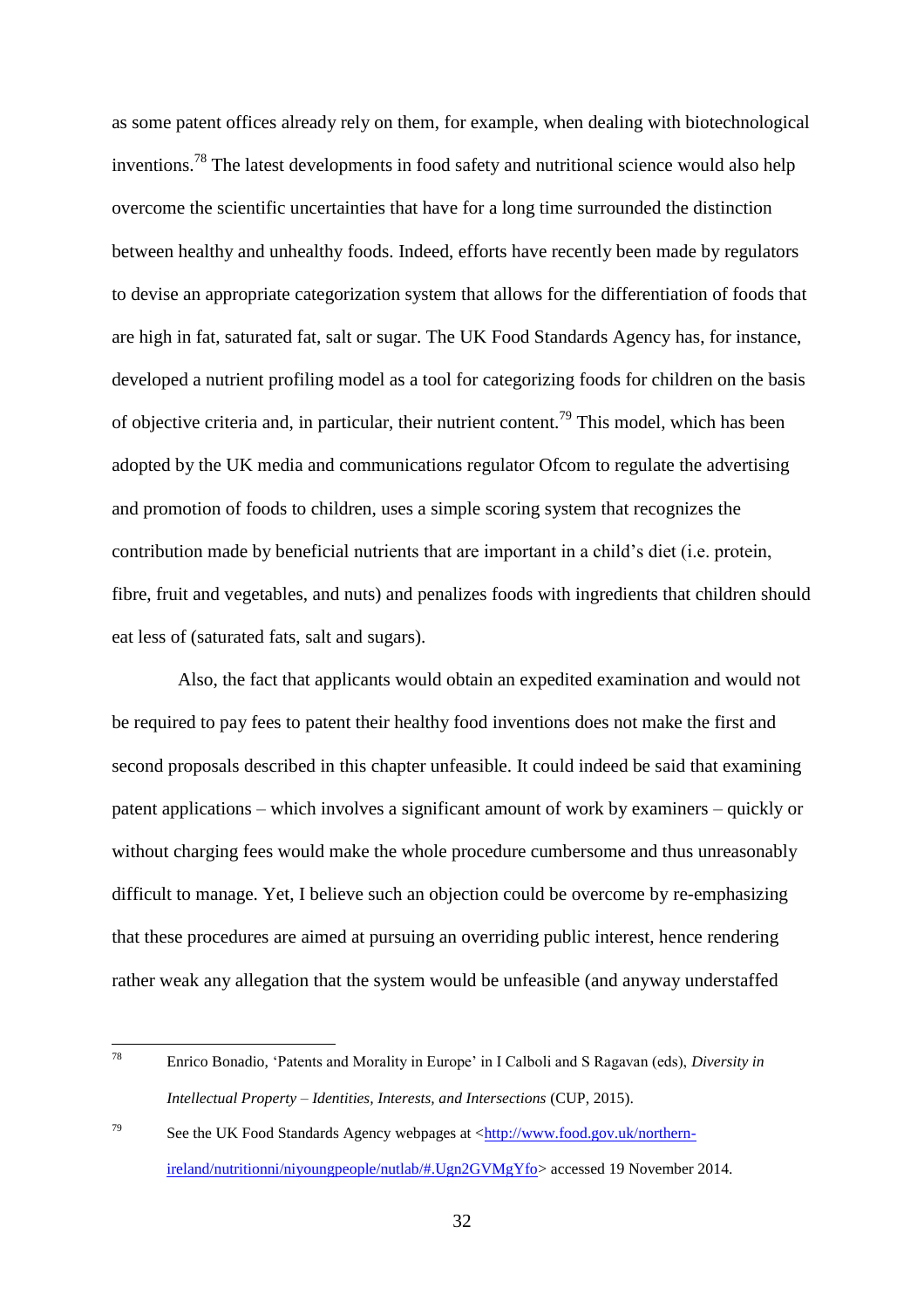as some patent offices already rely on them, for example, when dealing with biotechnological inventions.[78] The latest developments in food safety and nutritional science would also help overcome the scientific uncertainties that have for a long time surrounded the distinction between healthy and unhealthy foods. Indeed, efforts have recently been made by regulators to devise an appropriate categorization system that allows for the differentiation of foods that are high in fat, saturated fat, salt or sugar. The UK Food Standards Agency has, for instance, developed a nutrient profiling model as a tool for categorizing foods for children on the basis of objective criteria and, in particular, their nutrient content.[79] This model, which has been adopted by the UK media and communications regulator Ofcom to regulate the advertising and promotion of foods to children, uses a simple scoring system that recognizes the contribution made by beneficial nutrients that are important in a child's diet (i.e. protein, fibre, fruit and vegetables, and nuts) and penalizes foods with ingredients that children should eat less of (saturated fats, salt and sugars).

Also, the fact that applicants would obtain an expedited examination and would not be required to pay fees to patent their healthy food inventions does not make the first and second proposals described in this chapter unfeasible. It could indeed be said that examining patent applications – which involves a significant amount of work by examiners – quickly or without charging fees would make the whole procedure cumbersome and thus unreasonably difficult to manage. Yet, I believe such an objection could be overcome by re-emphasizing that these procedures are aimed at pursuing an overriding public interest, hence rendering rather weak any allegation that the system would be unfeasible (and anyway understaffed

---

[78] Enrico Bonadio, 'Patents and Morality in Europe' in I Calboli and S Ragavan (eds), *Diversity in Intellectual Property – Identities, Interests, and Intersections* (CUP, 2015).

[79] See the UK Food Standards Agency webpages at <http://www.food.gov.uk/northern-ireland/nutritionni/niyoungpeople/nutlab/#.Ugn2GVMgYfo> accessed 19 November 2014.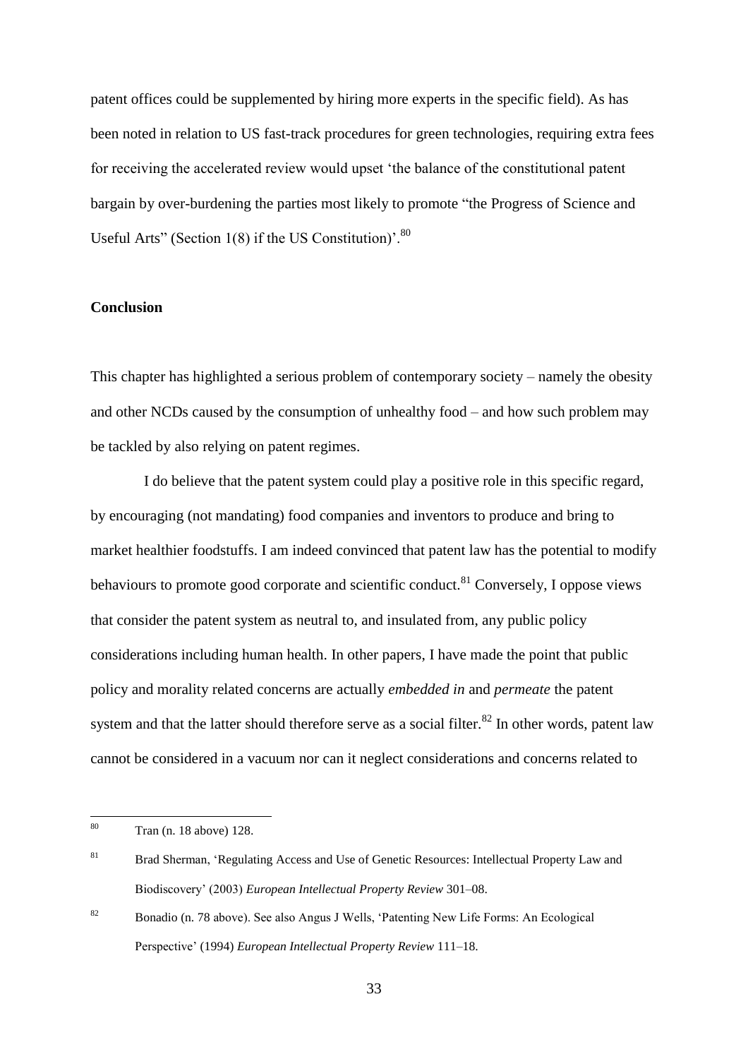patent offices could be supplemented by hiring more experts in the specific field). As has been noted in relation to US fast-track procedures for green technologies, requiring extra fees for receiving the accelerated review would upset 'the balance of the constitutional patent bargain by over-burdening the parties most likely to promote "the Progress of Science and Useful Arts" (Section 1(8) if the US Constitution)'.[80]

## Conclusion

This chapter has highlighted a serious problem of contemporary society – namely the obesity and other NCDs caused by the consumption of unhealthy food – and how such problem may be tackled by also relying on patent regimes.

I do believe that the patent system could play a positive role in this specific regard, by encouraging (not mandating) food companies and inventors to produce and bring to market healthier foodstuffs. I am indeed convinced that patent law has the potential to modify behaviours to promote good corporate and scientific conduct.[81] Conversely, I oppose views that consider the patent system as neutral to, and insulated from, any public policy considerations including human health. In other papers, I have made the point that public policy and morality related concerns are actually *embedded in* and *permeate* the patent system and that the latter should therefore serve as a social filter.[82] In other words, patent law cannot be considered in a vacuum nor can it neglect considerations and concerns related to

---

[80] Tran (n. 18 above) 128.

[81] Brad Sherman, 'Regulating Access and Use of Genetic Resources: Intellectual Property Law and Biodiscovery' (2003) *European Intellectual Property Review* 301–08.

[82] Bonadio (n. 78 above). See also Angus J Wells, 'Patenting New Life Forms: An Ecological Perspective' (1994) *European Intellectual Property Review* 111–18.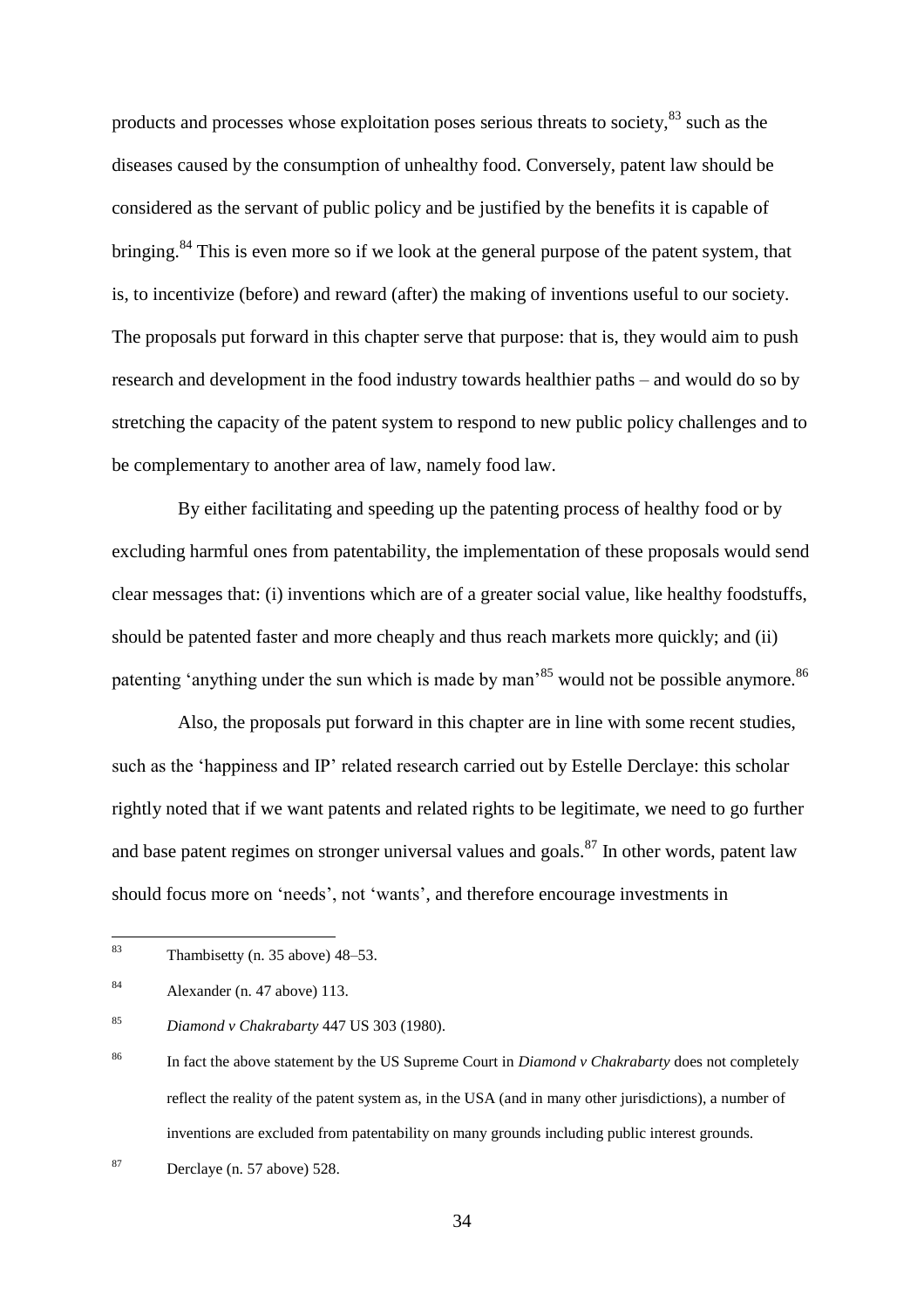products and processes whose exploitation poses serious threats to society,[83] such as the diseases caused by the consumption of unhealthy food. Conversely, patent law should be considered as the servant of public policy and be justified by the benefits it is capable of bringing.[84] This is even more so if we look at the general purpose of the patent system, that is, to incentivize (before) and reward (after) the making of inventions useful to our society. The proposals put forward in this chapter serve that purpose: that is, they would aim to push research and development in the food industry towards healthier paths – and would do so by stretching the capacity of the patent system to respond to new public policy challenges and to be complementary to another area of law, namely food law.

By either facilitating and speeding up the patenting process of healthy food or by excluding harmful ones from patentability, the implementation of these proposals would send clear messages that: (i) inventions which are of a greater social value, like healthy foodstuffs, should be patented faster and more cheaply and thus reach markets more quickly; and (ii) patenting 'anything under the sun which is made by man'[85] would not be possible anymore.[86]

Also, the proposals put forward in this chapter are in line with some recent studies, such as the 'happiness and IP' related research carried out by Estelle Derclaye: this scholar rightly noted that if we want patents and related rights to be legitimate, we need to go further and base patent regimes on stronger universal values and goals.[87] In other words, patent law should focus more on 'needs', not 'wants', and therefore encourage investments in

---

[83] Thambisetty (n. 35 above) 48–53.

[84] Alexander (n. 47 above) 113.

[85] *Diamond v Chakrabarty* 447 US 303 (1980).

[86] In fact the above statement by the US Supreme Court in *Diamond v Chakrabarty* does not completely reflect the reality of the patent system as, in the USA (and in many other jurisdictions), a number of inventions are excluded from patentability on many grounds including public interest grounds.

[87] Derclaye (n. 57 above) 528.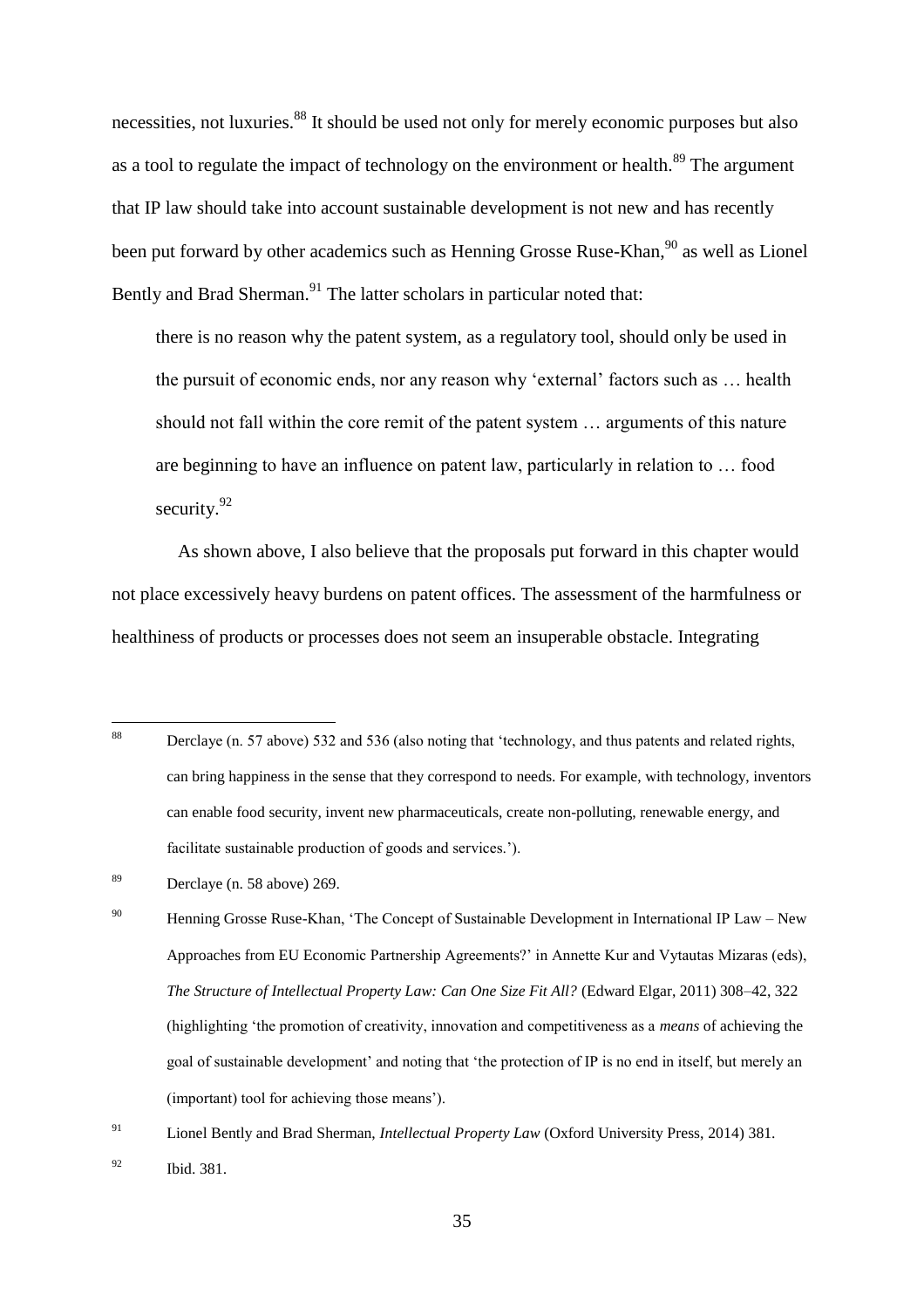necessities, not luxuries.[88] It should be used not only for merely economic purposes but also as a tool to regulate the impact of technology on the environment or health.[89] The argument that IP law should take into account sustainable development is not new and has recently been put forward by other academics such as Henning Grosse Ruse-Khan,[90] as well as Lionel Bently and Brad Sherman.[91] The latter scholars in particular noted that:

> there is no reason why the patent system, as a regulatory tool, should only be used in the pursuit of economic ends, nor any reason why 'external' factors such as … health should not fall within the core remit of the patent system … arguments of this nature are beginning to have an influence on patent law, particularly in relation to … food security.[92]

As shown above, I also believe that the proposals put forward in this chapter would not place excessively heavy burdens on patent offices. The assessment of the harmfulness or healthiness of products or processes does not seem an insuperable obstacle. Integrating

---

[88] Derclaye (n. 57 above) 532 and 536 (also noting that 'technology, and thus patents and related rights, can bring happiness in the sense that they correspond to needs. For example, with technology, inventors can enable food security, invent new pharmaceuticals, create non-polluting, renewable energy, and facilitate sustainable production of goods and services.').

[89] Derclaye (n. 58 above) 269.

[90] Henning Grosse Ruse-Khan, 'The Concept of Sustainable Development in International IP Law – New Approaches from EU Economic Partnership Agreements?' in Annette Kur and Vytautas Mizaras (eds), *The Structure of Intellectual Property Law: Can One Size Fit All?* (Edward Elgar, 2011) 308–42, 322 (highlighting 'the promotion of creativity, innovation and competitiveness as a *means* of achieving the goal of sustainable development' and noting that 'the protection of IP is no end in itself, but merely an (important) tool for achieving those means').

[91] Lionel Bently and Brad Sherman, *Intellectual Property Law* (Oxford University Press, 2014) 381.

[92] Ibid. 381.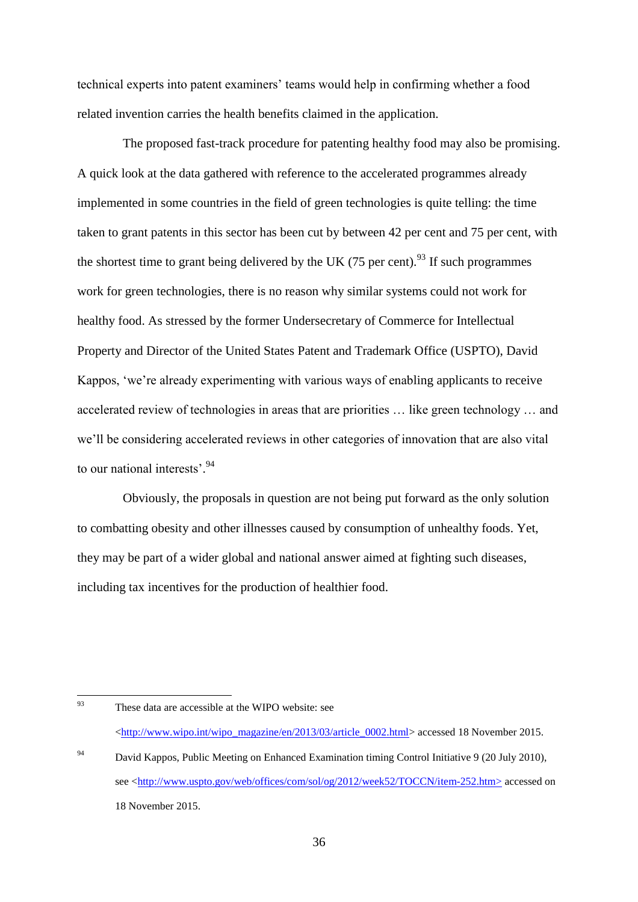technical experts into patent examiners' teams would help in confirming whether a food related invention carries the health benefits claimed in the application.

The proposed fast-track procedure for patenting healthy food may also be promising. A quick look at the data gathered with reference to the accelerated programmes already implemented in some countries in the field of green technologies is quite telling: the time taken to grant patents in this sector has been cut by between 42 per cent and 75 per cent, with the shortest time to grant being delivered by the UK (75 per cent).[93] If such programmes work for green technologies, there is no reason why similar systems could not work for healthy food. As stressed by the former Undersecretary of Commerce for Intellectual Property and Director of the United States Patent and Trademark Office (USPTO), David Kappos, 'we're already experimenting with various ways of enabling applicants to receive accelerated review of technologies in areas that are priorities … like green technology … and we'll be considering accelerated reviews in other categories of innovation that are also vital to our national interests'.[94]

Obviously, the proposals in question are not being put forward as the only solution to combatting obesity and other illnesses caused by consumption of unhealthy foods. Yet, they may be part of a wider global and national answer aimed at fighting such diseases, including tax incentives for the production of healthier food.

---

[93] These data are accessible at the WIPO website: see <http://www.wipo.int/wipo_magazine/en/2013/03/article_0002.html> accessed 18 November 2015.

[94] David Kappos, Public Meeting on Enhanced Examination timing Control Initiative 9 (20 July 2010), see <http://www.uspto.gov/web/offices/com/sol/og/2012/week52/TOCCN/item-252.htm> accessed on 18 November 2015.